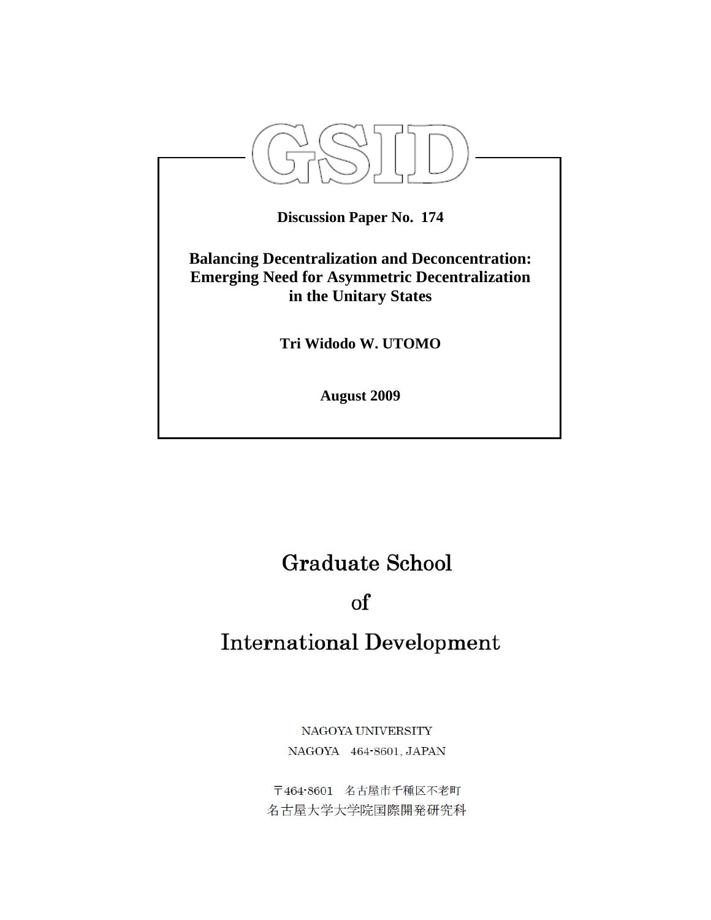GSID

**Discussion Paper No. 174**

# Balancing Decentralization and Deconcentration: Emerging Need for Asymmetric Decentralization in the Unitary States

**Tri Widodo W. UTOMO**

**August 2009**

## Graduate School of International Development

NAGOYA UNIVERSITY
NAGOYA 464-8601, JAPAN

〒464-8601 名古屋市千種区不老町
名古屋大学大学院国際開発研究科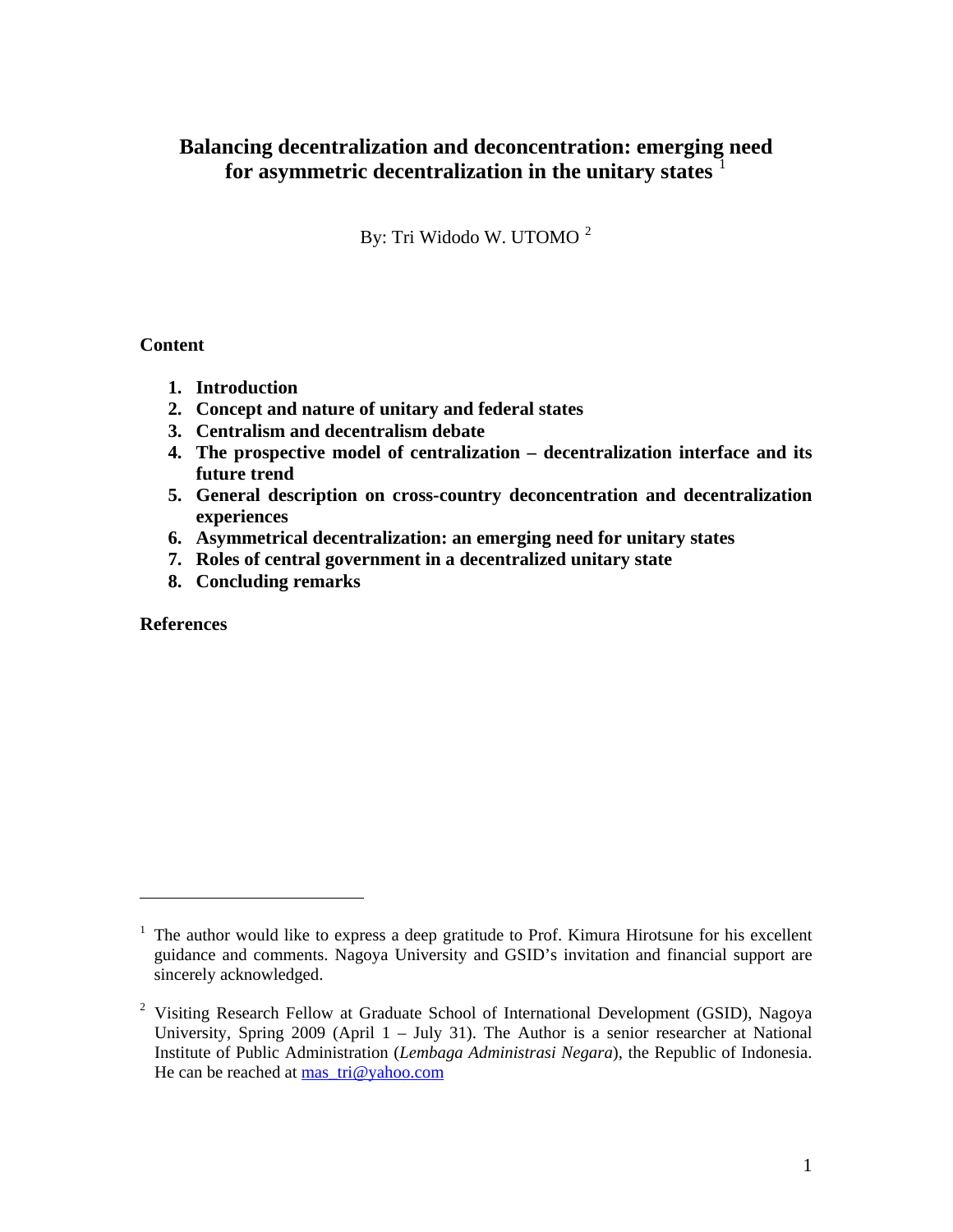# Balancing decentralization and deconcentration: emerging need for asymmetric decentralization in the unitary states [1]

By: Tri Widodo W. UTOMO [2]

**Content**

1. **Introduction**
2. **Concept and nature of unitary and federal states**
3. **Centralism and decentralism debate**
4. **The prospective model of centralization – decentralization interface and its future trend**
5. **General description on cross-country deconcentration and decentralization experiences**
6. **Asymmetrical decentralization: an emerging need for unitary states**
7. **Roles of central government in a decentralized unitary state**
8. **Concluding remarks**

**References**

---

[1] The author would like to express a deep gratitude to Prof. Kimura Hirotsune for his excellent guidance and comments. Nagoya University and GSID's invitation and financial support are sincerely acknowledged.

[2] Visiting Research Fellow at Graduate School of International Development (GSID), Nagoya University, Spring 2009 (April 1 – July 31). The Author is a senior researcher at National Institute of Public Administration (*Lembaga Administrasi Negara*), the Republic of Indonesia. He can be reached at mas_tri@yahoo.com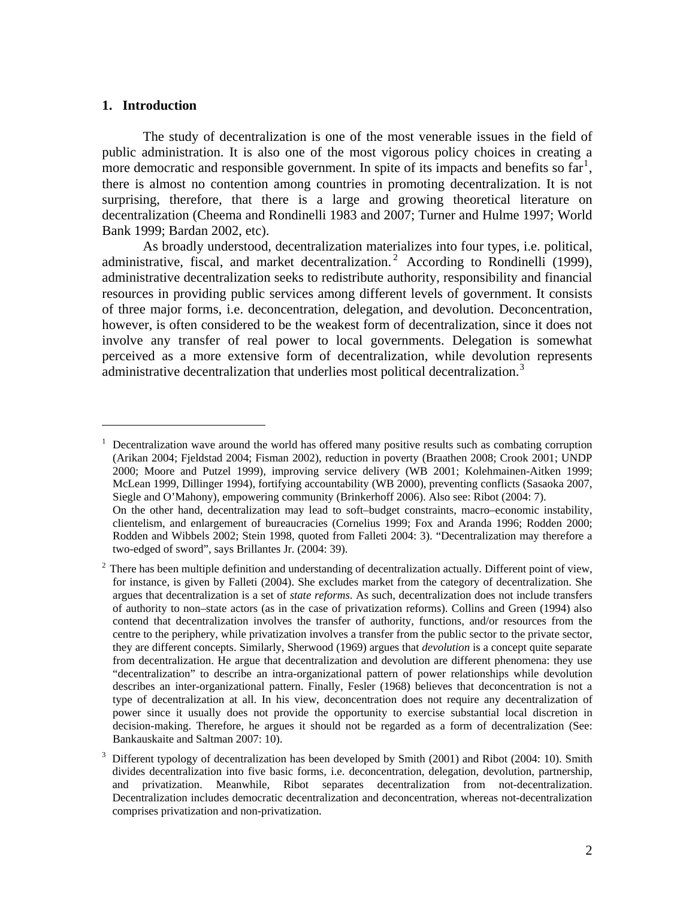## 1. Introduction

The study of decentralization is one of the most venerable issues in the field of public administration. It is also one of the most vigorous policy choices in creating a more democratic and responsible government. In spite of its impacts and benefits so far[1], there is almost no contention among countries in promoting decentralization. It is not surprising, therefore, that there is a large and growing theoretical literature on decentralization (Cheema and Rondinelli 1983 and 2007; Turner and Hulme 1997; World Bank 1999; Bardan 2002, etc).

As broadly understood, decentralization materializes into four types, i.e. political, administrative, fiscal, and market decentralization.[2] According to Rondinelli (1999), administrative decentralization seeks to redistribute authority, responsibility and financial resources in providing public services among different levels of government. It consists of three major forms, i.e. deconcentration, delegation, and devolution. Deconcentration, however, is often considered to be the weakest form of decentralization, since it does not involve any transfer of real power to local governments. Delegation is somewhat perceived as a more extensive form of decentralization, while devolution represents administrative decentralization that underlies most political decentralization.[3]

---

[1] Decentralization wave around the world has offered many positive results such as combating corruption (Arikan 2004; Fjeldstad 2004; Fisman 2002), reduction in poverty (Braathen 2008; Crook 2001; UNDP 2000; Moore and Putzel 1999), improving service delivery (WB 2001; Kolehmainen-Aitken 1999; McLean 1999, Dillinger 1994), fortifying accountability (WB 2000), preventing conflicts (Sasaoka 2007, Siegle and O'Mahony), empowering community (Brinkerhoff 2006). Also see: Ribot (2004: 7).
On the other hand, decentralization may lead to soft–budget constraints, macro–economic instability, clientelism, and enlargement of bureaucracies (Cornelius 1999; Fox and Aranda 1996; Rodden 2000; Rodden and Wibbels 2002; Stein 1998, quoted from Falleti 2004: 3). "Decentralization may therefore a two-edged of sword", says Brillantes Jr. (2004: 39).

[2] There has been multiple definition and understanding of decentralization actually. Different point of view, for instance, is given by Falleti (2004). She excludes market from the category of decentralization. She argues that decentralization is a set of *state reforms*. As such, decentralization does not include transfers of authority to non–state actors (as in the case of privatization reforms). Collins and Green (1994) also contend that decentralization involves the transfer of authority, functions, and/or resources from the centre to the periphery, while privatization involves a transfer from the public sector to the private sector, they are different concepts. Similarly, Sherwood (1969) argues that *devolution* is a concept quite separate from decentralization. He argue that decentralization and devolution are different phenomena: they use "decentralization" to describe an intra-organizational pattern of power relationships while devolution describes an inter-organizational pattern. Finally, Fesler (1968) believes that deconcentration is not a type of decentralization at all. In his view, deconcentration does not require any decentralization of power since it usually does not provide the opportunity to exercise substantial local discretion in decision-making. Therefore, he argues it should not be regarded as a form of decentralization (See: Bankauskaite and Saltman 2007: 10).

[3] Different typology of decentralization has been developed by Smith (2001) and Ribot (2004: 10). Smith divides decentralization into five basic forms, i.e. deconcentration, delegation, devolution, partnership, and privatization. Meanwhile, Ribot separates decentralization from not-decentralization. Decentralization includes democratic decentralization and deconcentration, whereas not-decentralization comprises privatization and non-privatization.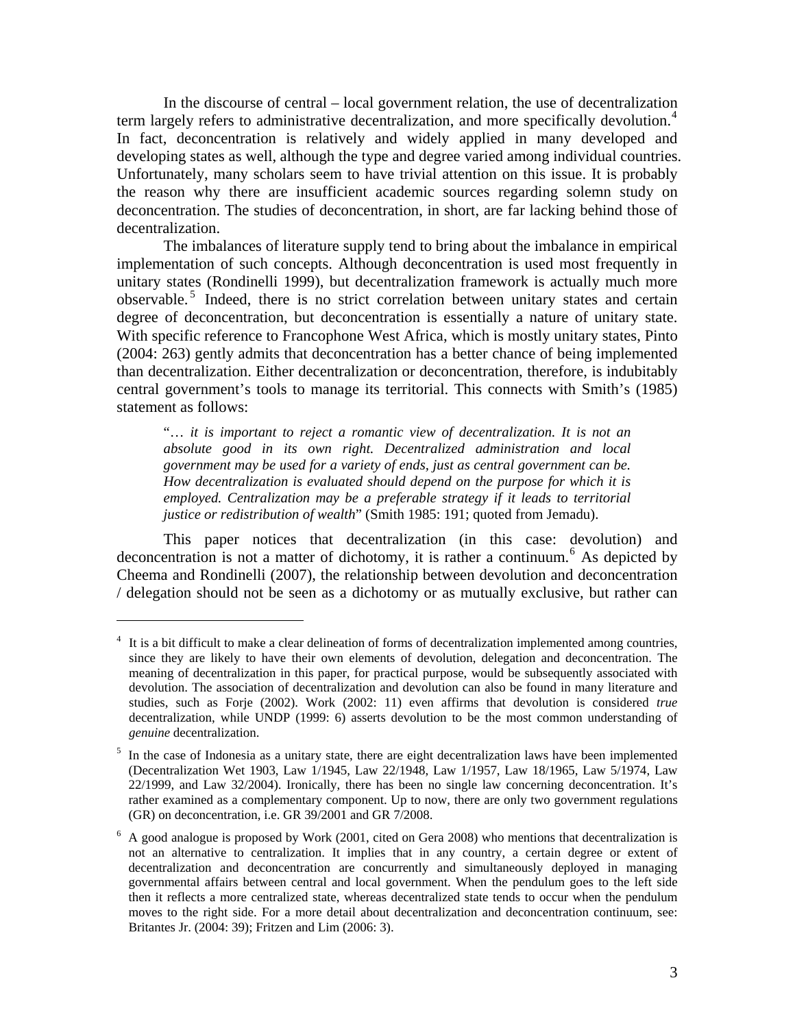In the discourse of central – local government relation, the use of decentralization term largely refers to administrative decentralization, and more specifically devolution.[4] In fact, deconcentration is relatively and widely applied in many developed and developing states as well, although the type and degree varied among individual countries. Unfortunately, many scholars seem to have trivial attention on this issue. It is probably the reason why there are insufficient academic sources regarding solemn study on deconcentration. The studies of deconcentration, in short, are far lacking behind those of decentralization.

The imbalances of literature supply tend to bring about the imbalance in empirical implementation of such concepts. Although deconcentration is used most frequently in unitary states (Rondinelli 1999), but decentralization framework is actually much more observable.[5] Indeed, there is no strict correlation between unitary states and certain degree of deconcentration, but deconcentration is essentially a nature of unitary state. With specific reference to Francophone West Africa, which is mostly unitary states, Pinto (2004: 263) gently admits that deconcentration has a better chance of being implemented than decentralization. Either decentralization or deconcentration, therefore, is indubitably central government's tools to manage its territorial. This connects with Smith's (1985) statement as follows:

> "*… it is important to reject a romantic view of decentralization. It is not an absolute good in its own right. Decentralized administration and local government may be used for a variety of ends, just as central government can be. How decentralization is evaluated should depend on the purpose for which it is employed. Centralization may be a preferable strategy if it leads to territorial justice or redistribution of wealth*" (Smith 1985: 191; quoted from Jemadu).

This paper notices that decentralization (in this case: devolution) and deconcentration is not a matter of dichotomy, it is rather a continuum.[6] As depicted by Cheema and Rondinelli (2007), the relationship between devolution and deconcentration / delegation should not be seen as a dichotomy or as mutually exclusive, but rather can

---

[4] It is a bit difficult to make a clear delineation of forms of decentralization implemented among countries, since they are likely to have their own elements of devolution, delegation and deconcentration. The meaning of decentralization in this paper, for practical purpose, would be subsequently associated with devolution. The association of decentralization and devolution can also be found in many literature and studies, such as Forje (2002). Work (2002: 11) even affirms that devolution is considered *true* decentralization, while UNDP (1999: 6) asserts devolution to be the most common understanding of *genuine* decentralization.

[5] In the case of Indonesia as a unitary state, there are eight decentralization laws have been implemented (Decentralization Wet 1903, Law 1/1945, Law 22/1948, Law 1/1957, Law 18/1965, Law 5/1974, Law 22/1999, and Law 32/2004). Ironically, there has been no single law concerning deconcentration. It's rather examined as a complementary component. Up to now, there are only two government regulations (GR) on deconcentration, i.e. GR 39/2001 and GR 7/2008.

[6] A good analogue is proposed by Work (2001, cited on Gera 2008) who mentions that decentralization is not an alternative to centralization. It implies that in any country, a certain degree or extent of decentralization and deconcentration are concurrently and simultaneously deployed in managing governmental affairs between central and local government. When the pendulum goes to the left side then it reflects a more centralized state, whereas decentralized state tends to occur when the pendulum moves to the right side. For a more detail about decentralization and deconcentration continuum, see: Britantes Jr. (2004: 39); Fritzen and Lim (2006: 3).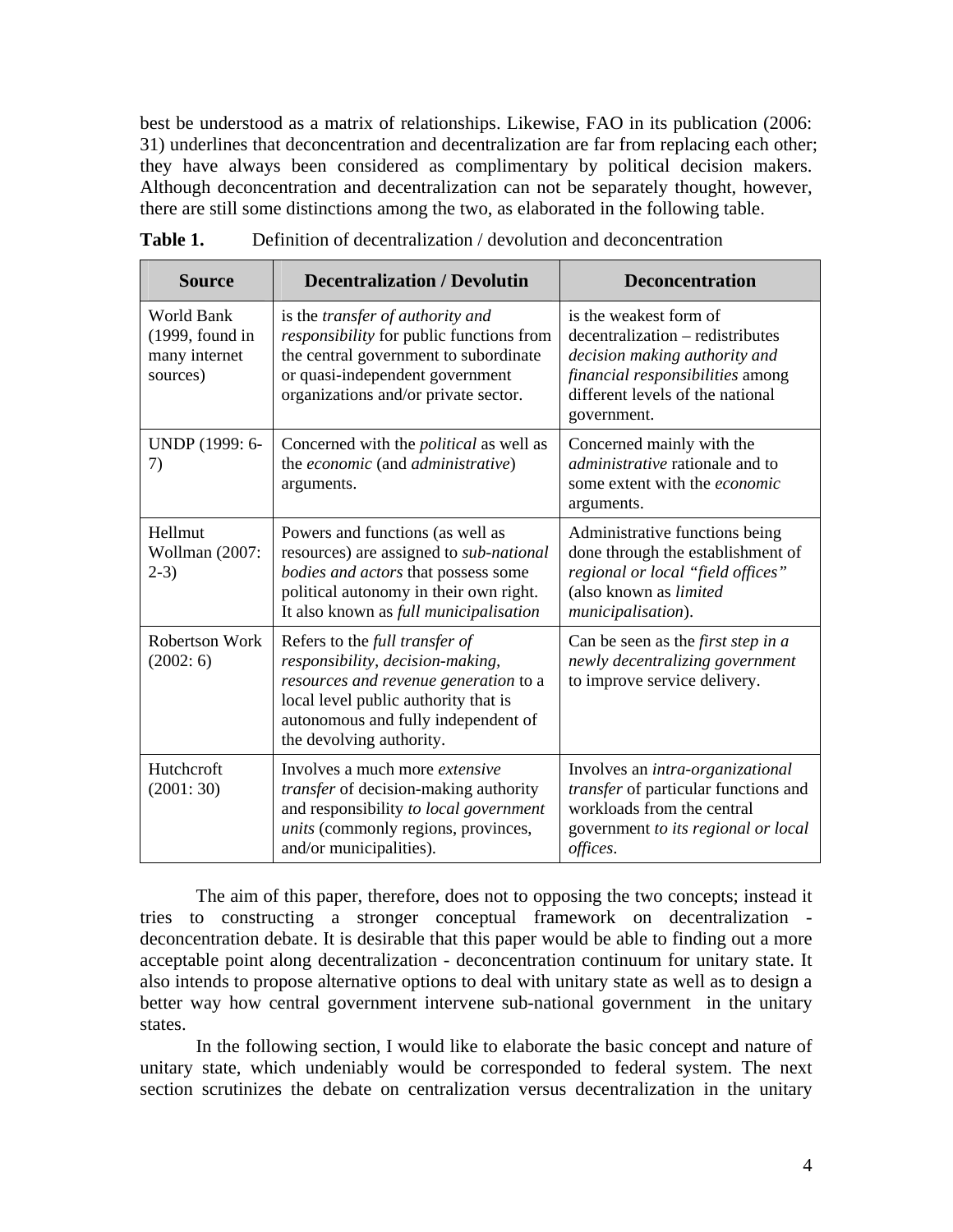best be understood as a matrix of relationships. Likewise, FAO in its publication (2006: 31) underlines that deconcentration and decentralization are far from replacing each other; they have always been considered as complimentary by political decision makers. Although deconcentration and decentralization can not be separately thought, however, there are still some distinctions among the two, as elaborated in the following table.

**Table 1.** Definition of decentralization / devolution and deconcentration

| Source | Decentralization / Devolutin | Deconcentration |
|---|---|---|
| World Bank (1999, found in many internet sources) | is the *transfer of authority and responsibility* for public functions from the central government to subordinate or quasi-independent government organizations and/or private sector. | is the weakest form of decentralization – redistributes *decision making authority and financial responsibilities* among different levels of the national government. |
| UNDP (1999: 6-7) | Concerned with the *political* as well as the *economic* (and *administrative*) arguments. | Concerned mainly with the *administrative* rationale and to some extent with the *economic* arguments. |
| Hellmut Wollman (2007: 2-3) | Powers and functions (as well as resources) are assigned to *sub-national bodies and actors* that possess some political autonomy in their own right. It also known as *full municipalisation* | Administrative functions being done through the establishment of *regional or local "field offices"* (also known as *limited municipalisation*). |
| Robertson Work (2002: 6) | Refers to the *full transfer of responsibility, decision-making, resources and revenue generation* to a local level public authority that is autonomous and fully independent of the devolving authority. | Can be seen as the *first step in a newly decentralizing government* to improve service delivery. |
| Hutchcroft (2001: 30) | Involves a much more *extensive transfer* of decision-making authority and responsibility *to local government units* (commonly regions, provinces, and/or municipalities). | Involves an *intra-organizational transfer* of particular functions and workloads from the central government *to its regional or local offices*. |

The aim of this paper, therefore, does not to opposing the two concepts; instead it tries to constructing a stronger conceptual framework on decentralization - deconcentration debate. It is desirable that this paper would be able to finding out a more acceptable point along decentralization - deconcentration continuum for unitary state. It also intends to propose alternative options to deal with unitary state as well as to design a better way how central government intervene sub-national government in the unitary states.

In the following section, I would like to elaborate the basic concept and nature of unitary state, which undeniably would be corresponded to federal system. The next section scrutinizes the debate on centralization versus decentralization in the unitary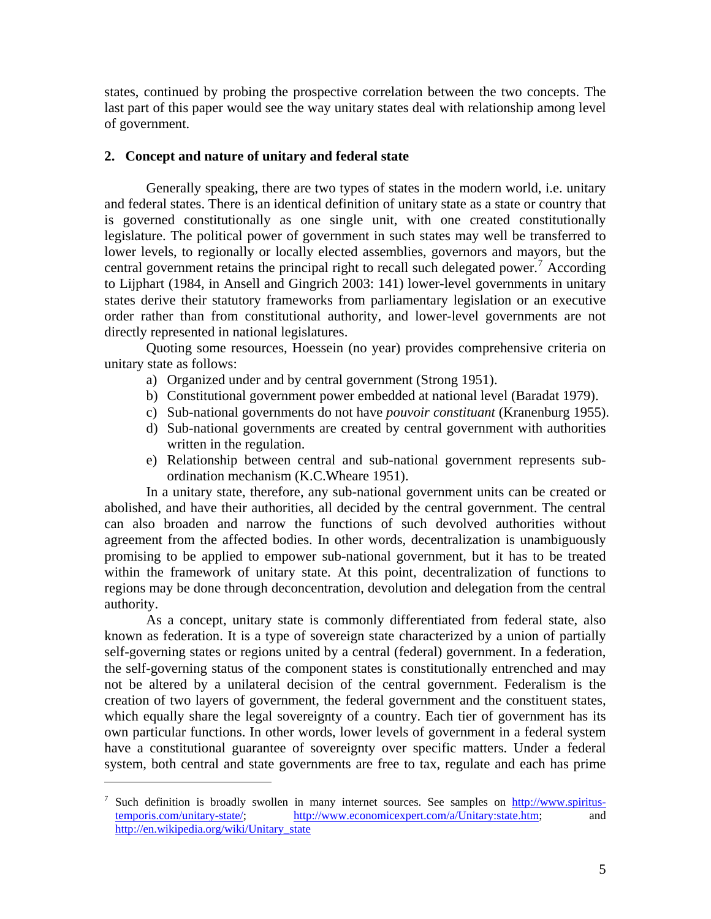states, continued by probing the prospective correlation between the two concepts. The last part of this paper would see the way unitary states deal with relationship among level of government.

## 2. Concept and nature of unitary and federal state

Generally speaking, there are two types of states in the modern world, i.e. unitary and federal states. There is an identical definition of unitary state as a state or country that is governed constitutionally as one single unit, with one created constitutionally legislature. The political power of government in such states may well be transferred to lower levels, to regionally or locally elected assemblies, governors and mayors, but the central government retains the principal right to recall such delegated power.[7] According to Lijphart (1984, in Ansell and Gingrich 2003: 141) lower-level governments in unitary states derive their statutory frameworks from parliamentary legislation or an executive order rather than from constitutional authority, and lower-level governments are not directly represented in national legislatures.

Quoting some resources, Hoessein (no year) provides comprehensive criteria on unitary state as follows:

a) Organized under and by central government (Strong 1951).
b) Constitutional government power embedded at national level (Baradat 1979).
c) Sub-national governments do not have *pouvoir constituant* (Kranenburg 1955).
d) Sub-national governments are created by central government with authorities written in the regulation.
e) Relationship between central and sub-national government represents sub-ordination mechanism (K.C.Wheare 1951).

In a unitary state, therefore, any sub-national government units can be created or abolished, and have their authorities, all decided by the central government. The central can also broaden and narrow the functions of such devolved authorities without agreement from the affected bodies. In other words, decentralization is unambiguously promising to be applied to empower sub-national government, but it has to be treated within the framework of unitary state. At this point, decentralization of functions to regions may be done through deconcentration, devolution and delegation from the central authority.

As a concept, unitary state is commonly differentiated from federal state, also known as federation. It is a type of sovereign state characterized by a union of partially self-governing states or regions united by a central (federal) government. In a federation, the self-governing status of the component states is constitutionally entrenched and may not be altered by a unilateral decision of the central government. Federalism is the creation of two layers of government, the federal government and the constituent states, which equally share the legal sovereignty of a country. Each tier of government has its own particular functions. In other words, lower levels of government in a federal system have a constitutional guarantee of sovereignty over specific matters. Under a federal system, both central and state governments are free to tax, regulate and each has prime

---

[7] Such definition is broadly swollen in many internet sources. See samples on http://www.spiritus-temporis.com/unitary-state/; http://www.economicexpert.com/a/Unitary:state.htm; and http://en.wikipedia.org/wiki/Unitary_state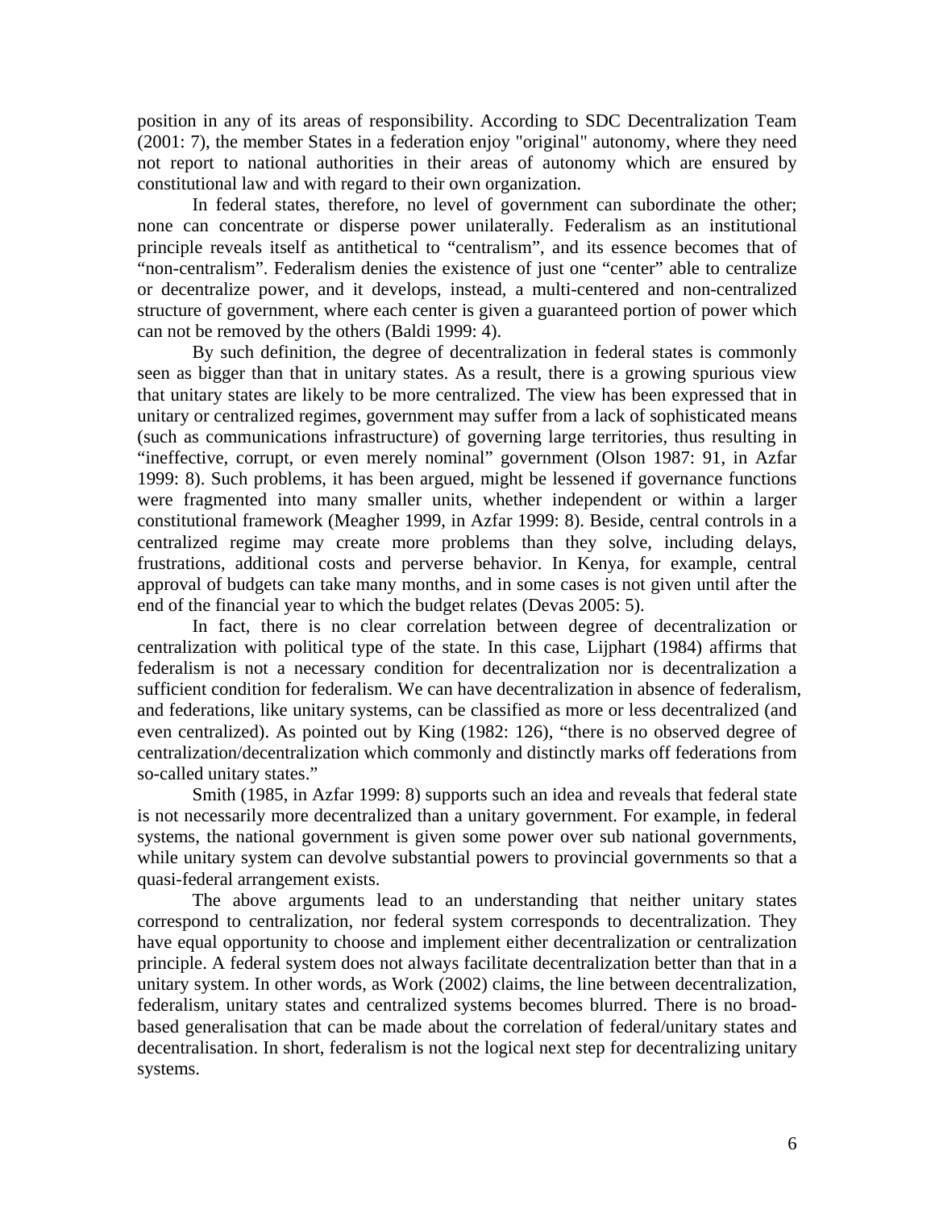position in any of its areas of responsibility. According to SDC Decentralization Team (2001: 7), the member States in a federation enjoy "original" autonomy, where they need not report to national authorities in their areas of autonomy which are ensured by constitutional law and with regard to their own organization.

In federal states, therefore, no level of government can subordinate the other; none can concentrate or disperse power unilaterally. Federalism as an institutional principle reveals itself as antithetical to "centralism", and its essence becomes that of "non-centralism". Federalism denies the existence of just one "center" able to centralize or decentralize power, and it develops, instead, a multi-centered and non-centralized structure of government, where each center is given a guaranteed portion of power which can not be removed by the others (Baldi 1999: 4).

By such definition, the degree of decentralization in federal states is commonly seen as bigger than that in unitary states. As a result, there is a growing spurious view that unitary states are likely to be more centralized. The view has been expressed that in unitary or centralized regimes, government may suffer from a lack of sophisticated means (such as communications infrastructure) of governing large territories, thus resulting in "ineffective, corrupt, or even merely nominal" government (Olson 1987: 91, in Azfar 1999: 8). Such problems, it has been argued, might be lessened if governance functions were fragmented into many smaller units, whether independent or within a larger constitutional framework (Meagher 1999, in Azfar 1999: 8). Beside, central controls in a centralized regime may create more problems than they solve, including delays, frustrations, additional costs and perverse behavior. In Kenya, for example, central approval of budgets can take many months, and in some cases is not given until after the end of the financial year to which the budget relates (Devas 2005: 5).

In fact, there is no clear correlation between degree of decentralization or centralization with political type of the state. In this case, Lijphart (1984) affirms that federalism is not a necessary condition for decentralization nor is decentralization a sufficient condition for federalism. We can have decentralization in absence of federalism, and federations, like unitary systems, can be classified as more or less decentralized (and even centralized). As pointed out by King (1982: 126), "there is no observed degree of centralization/decentralization which commonly and distinctly marks off federations from so-called unitary states."

Smith (1985, in Azfar 1999: 8) supports such an idea and reveals that federal state is not necessarily more decentralized than a unitary government. For example, in federal systems, the national government is given some power over sub national governments, while unitary system can devolve substantial powers to provincial governments so that a quasi-federal arrangement exists.

The above arguments lead to an understanding that neither unitary states correspond to centralization, nor federal system corresponds to decentralization. They have equal opportunity to choose and implement either decentralization or centralization principle. A federal system does not always facilitate decentralization better than that in a unitary system. In other words, as Work (2002) claims, the line between decentralization, federalism, unitary states and centralized systems becomes blurred. There is no broad-based generalisation that can be made about the correlation of federal/unitary states and decentralisation. In short, federalism is not the logical next step for decentralizing unitary systems.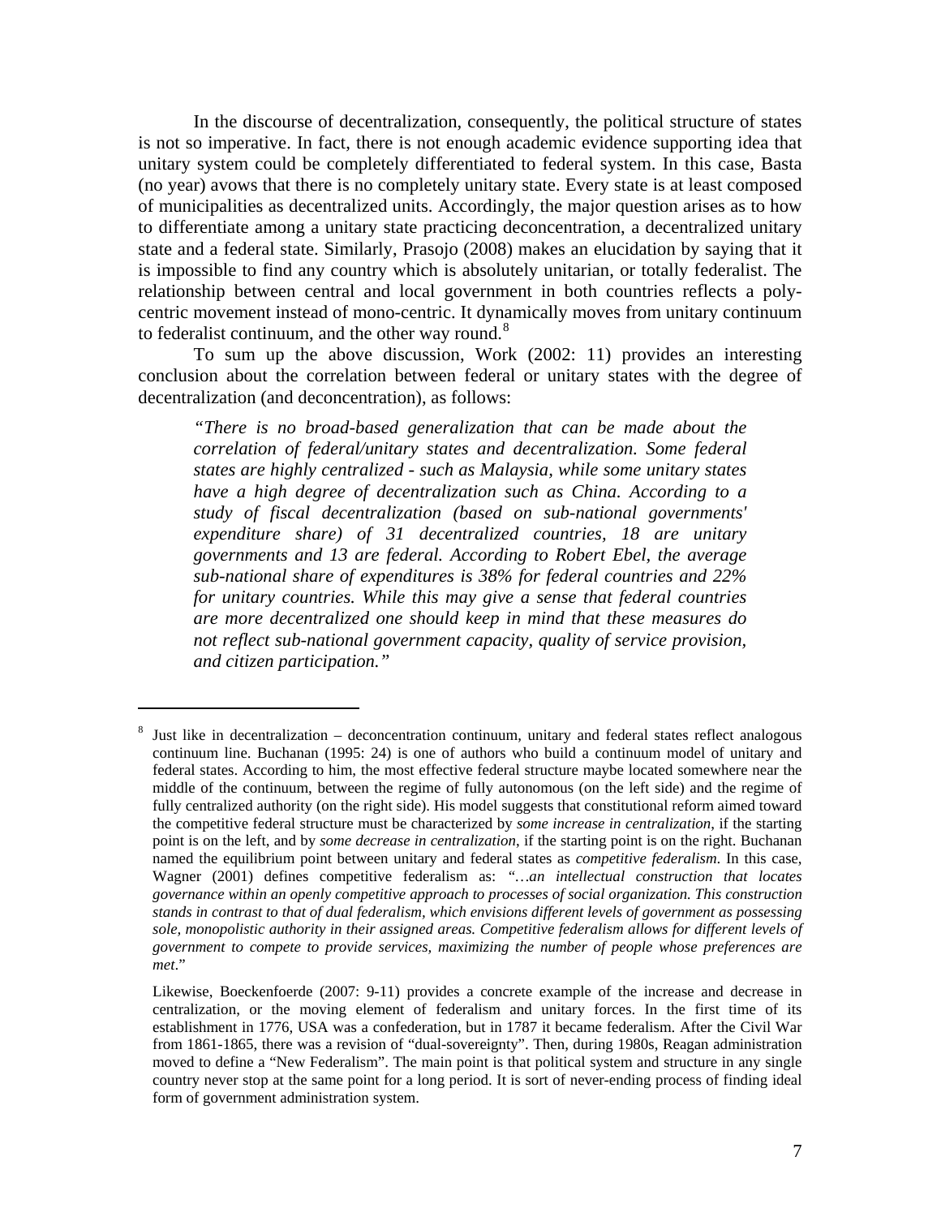In the discourse of decentralization, consequently, the political structure of states is not so imperative. In fact, there is not enough academic evidence supporting idea that unitary system could be completely differentiated to federal system. In this case, Basta (no year) avows that there is no completely unitary state. Every state is at least composed of municipalities as decentralized units. Accordingly, the major question arises as to how to differentiate among a unitary state practicing deconcentration, a decentralized unitary state and a federal state. Similarly, Prasojo (2008) makes an elucidation by saying that it is impossible to find any country which is absolutely unitarian, or totally federalist. The relationship between central and local government in both countries reflects a poly-centric movement instead of mono-centric. It dynamically moves from unitary continuum to federalist continuum, and the other way round.[8]

To sum up the above discussion, Work (2002: 11) provides an interesting conclusion about the correlation between federal or unitary states with the degree of decentralization (and deconcentration), as follows:

> *"There is no broad-based generalization that can be made about the correlation of federal/unitary states and decentralization. Some federal states are highly centralized - such as Malaysia, while some unitary states have a high degree of decentralization such as China. According to a study of fiscal decentralization (based on sub-national governments' expenditure share) of 31 decentralized countries, 18 are unitary governments and 13 are federal. According to Robert Ebel, the average sub-national share of expenditures is 38% for federal countries and 22% for unitary countries. While this may give a sense that federal countries are more decentralized one should keep in mind that these measures do not reflect sub-national government capacity, quality of service provision, and citizen participation."*

---

[8] Just like in decentralization – deconcentration continuum, unitary and federal states reflect analogous continuum line. Buchanan (1995: 24) is one of authors who build a continuum model of unitary and federal states. According to him, the most effective federal structure maybe located somewhere near the middle of the continuum, between the regime of fully autonomous (on the left side) and the regime of fully centralized authority (on the right side). His model suggests that constitutional reform aimed toward the competitive federal structure must be characterized by *some increase in centralization*, if the starting point is on the left, and by *some decrease in centralization*, if the starting point is on the right. Buchanan named the equilibrium point between unitary and federal states as *competitive federalism*. In this case, Wagner (2001) defines competitive federalism as: "*…an intellectual construction that locates governance within an openly competitive approach to processes of social organization. This construction stands in contrast to that of dual federalism, which envisions different levels of government as possessing sole, monopolistic authority in their assigned areas. Competitive federalism allows for different levels of government to compete to provide services, maximizing the number of people whose preferences are met*."

Likewise, Boeckenfoerde (2007: 9-11) provides a concrete example of the increase and decrease in centralization, or the moving element of federalism and unitary forces. In the first time of its establishment in 1776, USA was a confederation, but in 1787 it became federalism. After the Civil War from 1861-1865, there was a revision of "dual-sovereignty". Then, during 1980s, Reagan administration moved to define a "New Federalism". The main point is that political system and structure in any single country never stop at the same point for a long period. It is sort of never-ending process of finding ideal form of government administration system.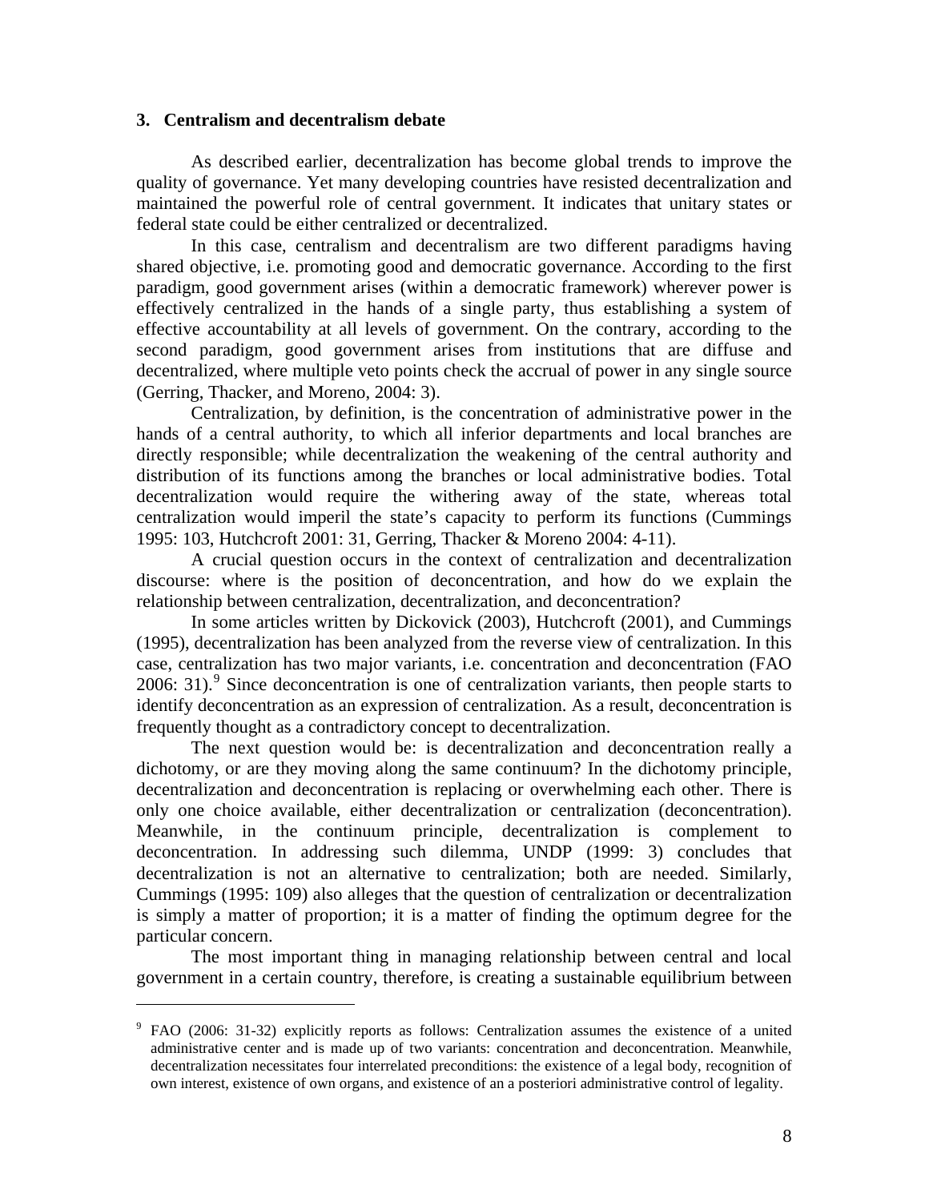### 3. Centralism and decentralism debate

As described earlier, decentralization has become global trends to improve the quality of governance. Yet many developing countries have resisted decentralization and maintained the powerful role of central government. It indicates that unitary states or federal state could be either centralized or decentralized.

In this case, centralism and decentralism are two different paradigms having shared objective, i.e. promoting good and democratic governance. According to the first paradigm, good government arises (within a democratic framework) wherever power is effectively centralized in the hands of a single party, thus establishing a system of effective accountability at all levels of government. On the contrary, according to the second paradigm, good government arises from institutions that are diffuse and decentralized, where multiple veto points check the accrual of power in any single source (Gerring, Thacker, and Moreno, 2004: 3).

Centralization, by definition, is the concentration of administrative power in the hands of a central authority, to which all inferior departments and local branches are directly responsible; while decentralization the weakening of the central authority and distribution of its functions among the branches or local administrative bodies. Total decentralization would require the withering away of the state, whereas total centralization would imperil the state's capacity to perform its functions (Cummings 1995: 103, Hutchcroft 2001: 31, Gerring, Thacker & Moreno 2004: 4-11).

A crucial question occurs in the context of centralization and decentralization discourse: where is the position of deconcentration, and how do we explain the relationship between centralization, decentralization, and deconcentration?

In some articles written by Dickovick (2003), Hutchcroft (2001), and Cummings (1995), decentralization has been analyzed from the reverse view of centralization. In this case, centralization has two major variants, i.e. concentration and deconcentration (FAO 2006: 31).[9] Since deconcentration is one of centralization variants, then people starts to identify deconcentration as an expression of centralization. As a result, deconcentration is frequently thought as a contradictory concept to decentralization.

The next question would be: is decentralization and deconcentration really a dichotomy, or are they moving along the same continuum? In the dichotomy principle, decentralization and deconcentration is replacing or overwhelming each other. There is only one choice available, either decentralization or centralization (deconcentration). Meanwhile, in the continuum principle, decentralization is complement to deconcentration. In addressing such dilemma, UNDP (1999: 3) concludes that decentralization is not an alternative to centralization; both are needed. Similarly, Cummings (1995: 109) also alleges that the question of centralization or decentralization is simply a matter of proportion; it is a matter of finding the optimum degree for the particular concern.

The most important thing in managing relationship between central and local government in a certain country, therefore, is creating a sustainable equilibrium between

---

[9] FAO (2006: 31-32) explicitly reports as follows: Centralization assumes the existence of a united administrative center and is made up of two variants: concentration and deconcentration. Meanwhile, decentralization necessitates four interrelated preconditions: the existence of a legal body, recognition of own interest, existence of own organs, and existence of an a posteriori administrative control of legality.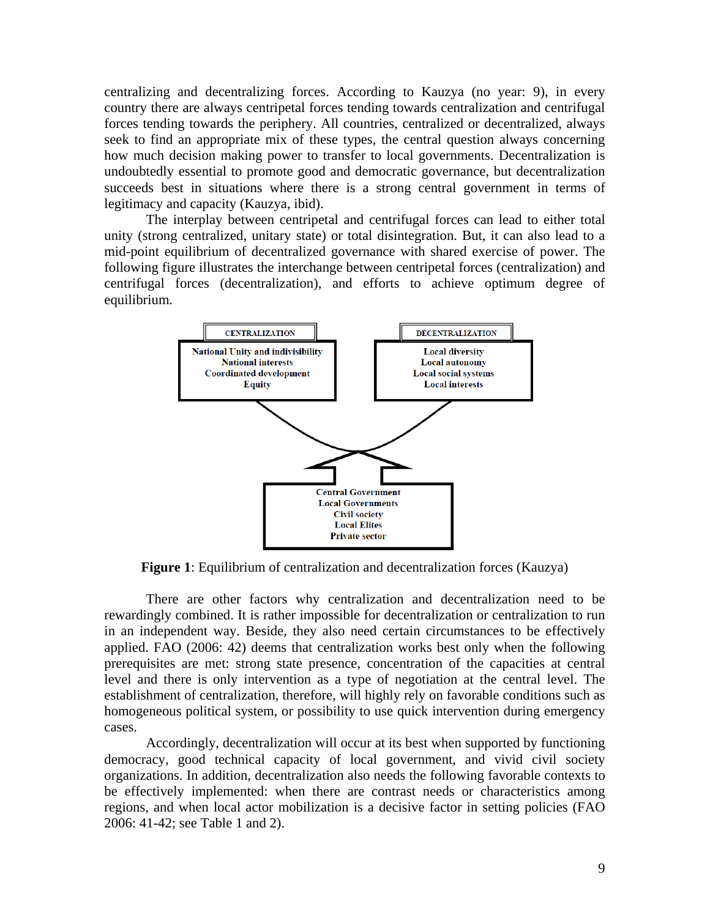centralizing and decentralizing forces. According to Kauzya (no year: 9), in every country there are always centripetal forces tending towards centralization and centrifugal forces tending towards the periphery. All countries, centralized or decentralized, always seek to find an appropriate mix of these types, the central question always concerning how much decision making power to transfer to local governments. Decentralization is undoubtedly essential to promote good and democratic governance, but decentralization succeeds best in situations where there is a strong central government in terms of legitimacy and capacity (Kauzya, ibid).

The interplay between centripetal and centrifugal forces can lead to either total unity (strong centralized, unitary state) or total disintegration. But, it can also lead to a mid-point equilibrium of decentralized governance with shared exercise of power. The following figure illustrates the interchange between centripetal forces (centralization) and centrifugal forces (decentralization), and efforts to achieve optimum degree of equilibrium.

**CENTRALIZATION**
National Unity and indivisibility
National interests
Coordinated development
Equity

**DECENTRALIZATION**
Local diversity
Local autonomy
Local social systems
Local interests

Central Government
Local Governments
Civil society
Local Elites
Private sector

**Figure 1**: Equilibrium of centralization and decentralization forces (Kauzya)

There are other factors why centralization and decentralization need to be rewardingly combined. It is rather impossible for decentralization or centralization to run in an independent way. Beside, they also need certain circumstances to be effectively applied. FAO (2006: 42) deems that centralization works best only when the following prerequisites are met: strong state presence, concentration of the capacities at central level and there is only intervention as a type of negotiation at the central level. The establishment of centralization, therefore, will highly rely on favorable conditions such as homogeneous political system, or possibility to use quick intervention during emergency cases.

Accordingly, decentralization will occur at its best when supported by functioning democracy, good technical capacity of local government, and vivid civil society organizations. In addition, decentralization also needs the following favorable contexts to be effectively implemented: when there are contrast needs or characteristics among regions, and when local actor mobilization is a decisive factor in setting policies (FAO 2006: 41-42; see Table 1 and 2).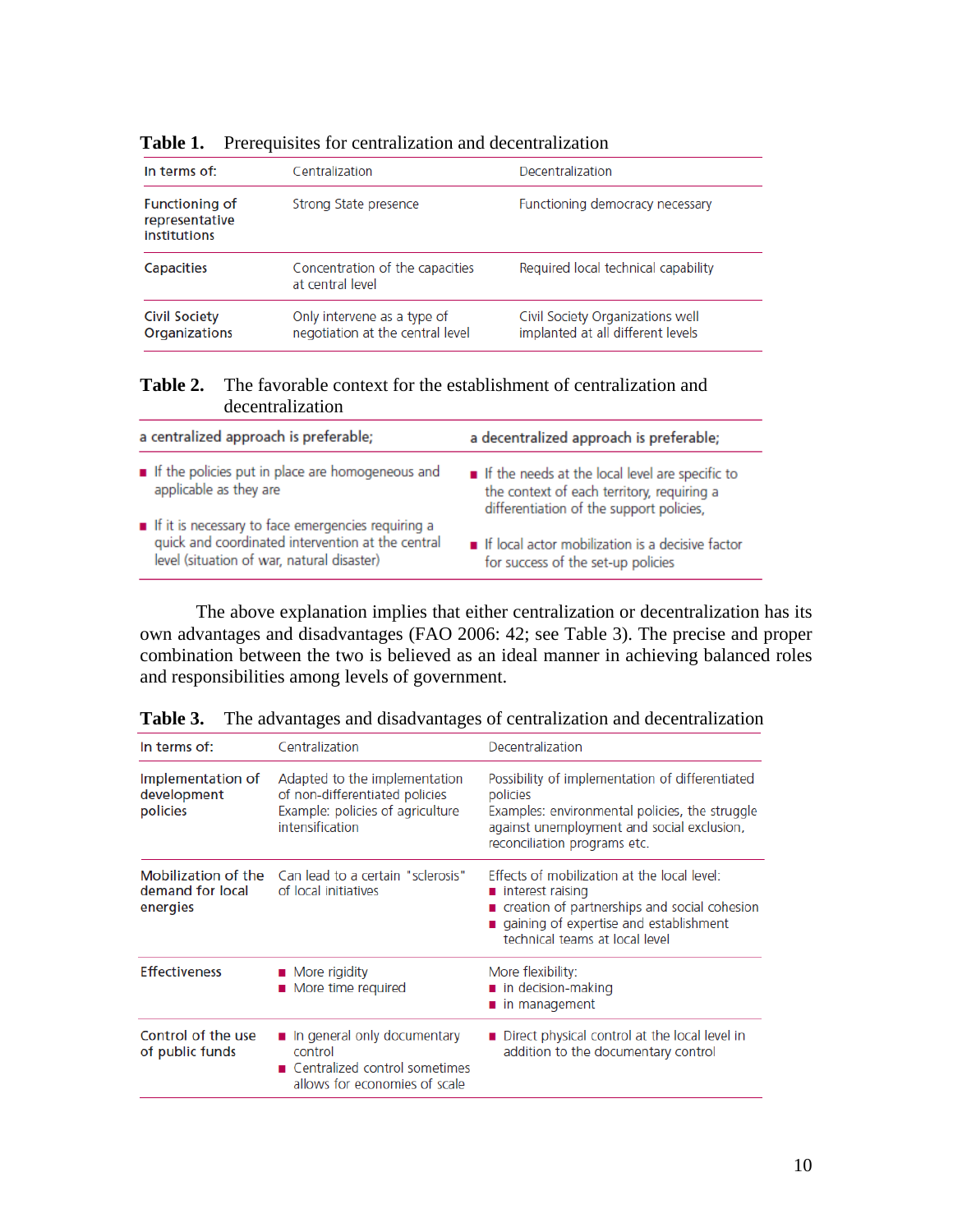**Table 1.** Prerequisites for centralization and decentralization

| In terms of: | Centralization | Decentralization |
|---|---|---|
| Functioning of representative institutions | Strong State presence | Functioning democracy necessary |
| Capacities | Concentration of the capacities at central level | Required local technical capability |
| Civil Society Organizations | Only intervene as a type of negotiation at the central level | Civil Society Organizations well implanted at all different levels |

**Table 2.** The favorable context for the establishment of centralization and decentralization

| a centralized approach is preferable; | a decentralized approach is preferable; |
|---|---|
| ▪ If the policies put in place are homogeneous and applicable as they are<br>▪ If it is necessary to face emergencies requiring a quick and coordinated intervention at the central level (situation of war, natural disaster) | ▪ If the needs at the local level are specific to the context of each territory, requiring a differentiation of the support policies,<br>▪ If local actor mobilization is a decisive factor for success of the set-up policies |

The above explanation implies that either centralization or decentralization has its own advantages and disadvantages (FAO 2006: 42; see Table 3). The precise and proper combination between the two is believed as an ideal manner in achieving balanced roles and responsibilities among levels of government.

**Table 3.** The advantages and disadvantages of centralization and decentralization

| In terms of: | Centralization | Decentralization |
|---|---|---|
| Implementation of development policies | Adapted to the implementation of non-differentiated policies<br>Example: policies of agriculture intensification | Possibility of implementation of differentiated policies<br>Examples: environmental policies, the struggle against unemployment and social exclusion, reconciliation programs etc. |
| Mobilization of the demand for local energies | Can lead to a certain "sclerosis" of local initiatives | Effects of mobilization at the local level:<br>▪ interest raising<br>▪ creation of partnerships and social cohesion<br>▪ gaining of expertise and establishment technical teams at local level |
| Effectiveness | ▪ More rigidity<br>▪ More time required | More flexibility:<br>▪ in decision-making<br>▪ in management |
| Control of the use of public funds | ▪ In general only documentary control<br>▪ Centralized control sometimes allows for economies of scale | ▪ Direct physical control at the local level in addition to the documentary control |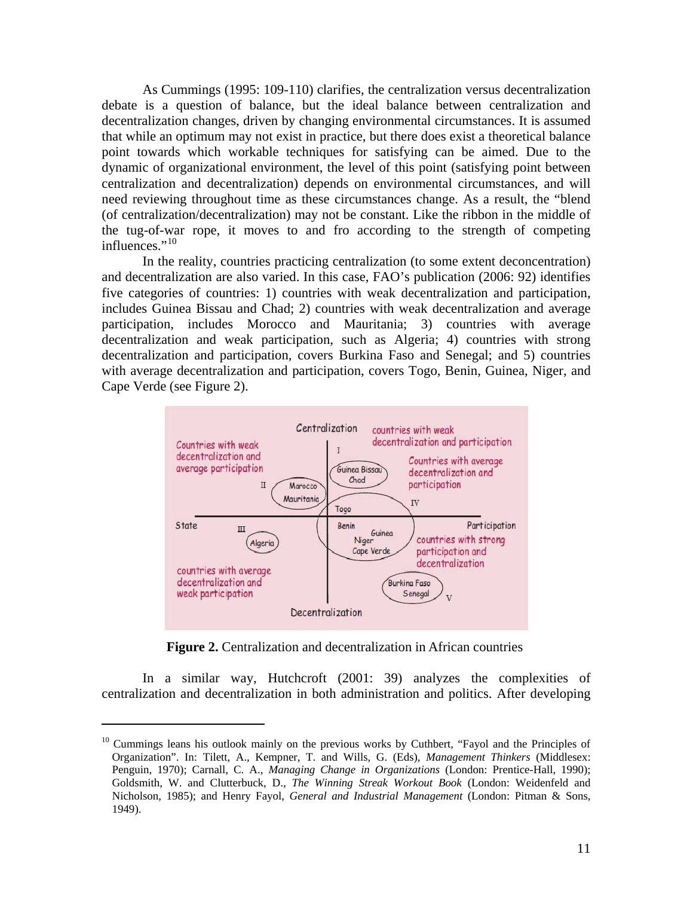As Cummings (1995: 109-110) clarifies, the centralization versus decentralization debate is a question of balance, but the ideal balance between centralization and decentralization changes, driven by changing environmental circumstances. It is assumed that while an optimum may not exist in practice, but there does exist a theoretical balance point towards which workable techniques for satisfying can be aimed. Due to the dynamic of organizational environment, the level of this point (satisfying point between centralization and decentralization) depends on environmental circumstances, and will need reviewing throughout time as these circumstances change. As a result, the "blend (of centralization/decentralization) may not be constant. Like the ribbon in the middle of the tug-of-war rope, it moves to and fro according to the strength of competing influences."[10]

In the reality, countries practicing centralization (to some extent deconcentration) and decentralization are also varied. In this case, FAO's publication (2006: 92) identifies five categories of countries: 1) countries with weak decentralization and participation, includes Guinea Bissau and Chad; 2) countries with weak decentralization and average participation, includes Morocco and Mauritania; 3) countries with average decentralization and weak participation, such as Algeria; 4) countries with strong decentralization and participation, covers Burkina Faso and Senegal; and 5) countries with average decentralization and participation, covers Togo, Benin, Guinea, Niger, and Cape Verde (see Figure 2).

**Figure 2.** Centralization and decentralization in African countries

In a similar way, Hutchcroft (2001: 39) analyzes the complexities of centralization and decentralization in both administration and politics. After developing

[10] Cummings leans his outlook mainly on the previous works by Cuthbert, "Fayol and the Principles of Organization". In: Tilett, A., Kempner, T. and Wills, G. (Eds), *Management Thinkers* (Middlesex: Penguin, 1970); Carnall, C. A., *Managing Change in Organizations* (London: Prentice-Hall, 1990); Goldsmith, W. and Clutterbuck, D., *The Winning Streak Workout Book* (London: Weidenfeld and Nicholson, 1985); and Henry Fayol, *General and Industrial Management* (London: Pitman & Sons, 1949).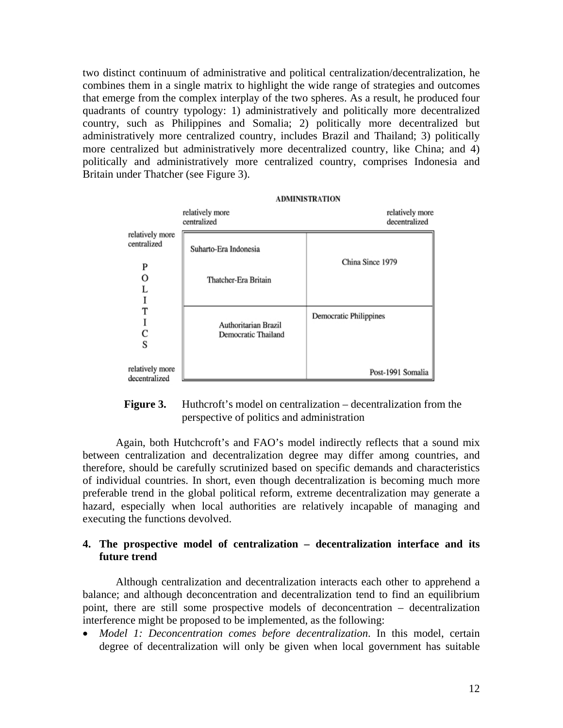two distinct continuum of administrative and political centralization/decentralization, he combines them in a single matrix to highlight the wide range of strategies and outcomes that emerge from the complex interplay of the two spheres. As a result, he produced four quadrants of country typology: 1) administratively and politically more decentralized country, such as Philippines and Somalia; 2) politically more decentralized but administratively more centralized country, includes Brazil and Thailand; 3) politically more centralized but administratively more decentralized country, like China; and 4) politically and administratively more centralized country, comprises Indonesia and Britain under Thatcher (see Figure 3).

| POLITICS \ ADMINISTRATION | relatively more centralized | relatively more decentralized |
|---|---|---|
| relatively more centralized | Suharto-Era Indonesia<br>Thatcher-Era Britain | China Since 1979 |
| relatively more decentralized | Authoritarian Brazil<br>Democratic Thailand | Democratic Philippines<br>Post-1991 Somalia |

**Figure 3.** Huthcroft's model on centralization – decentralization from the perspective of politics and administration

Again, both Hutchcroft's and FAO's model indirectly reflects that a sound mix between centralization and decentralization degree may differ among countries, and therefore, should be carefully scrutinized based on specific demands and characteristics of individual countries. In short, even though decentralization is becoming much more preferable trend in the global political reform, extreme decentralization may generate a hazard, especially when local authorities are relatively incapable of managing and executing the functions devolved.

## 4. The prospective model of centralization – decentralization interface and its future trend

Although centralization and decentralization interacts each other to apprehend a balance; and although deconcentration and decentralization tend to find an equilibrium point, there are still some prospective models of deconcentration – decentralization interference might be proposed to be implemented, as the following:

- *Model 1: Deconcentration comes before decentralization.* In this model, certain degree of decentralization will only be given when local government has suitable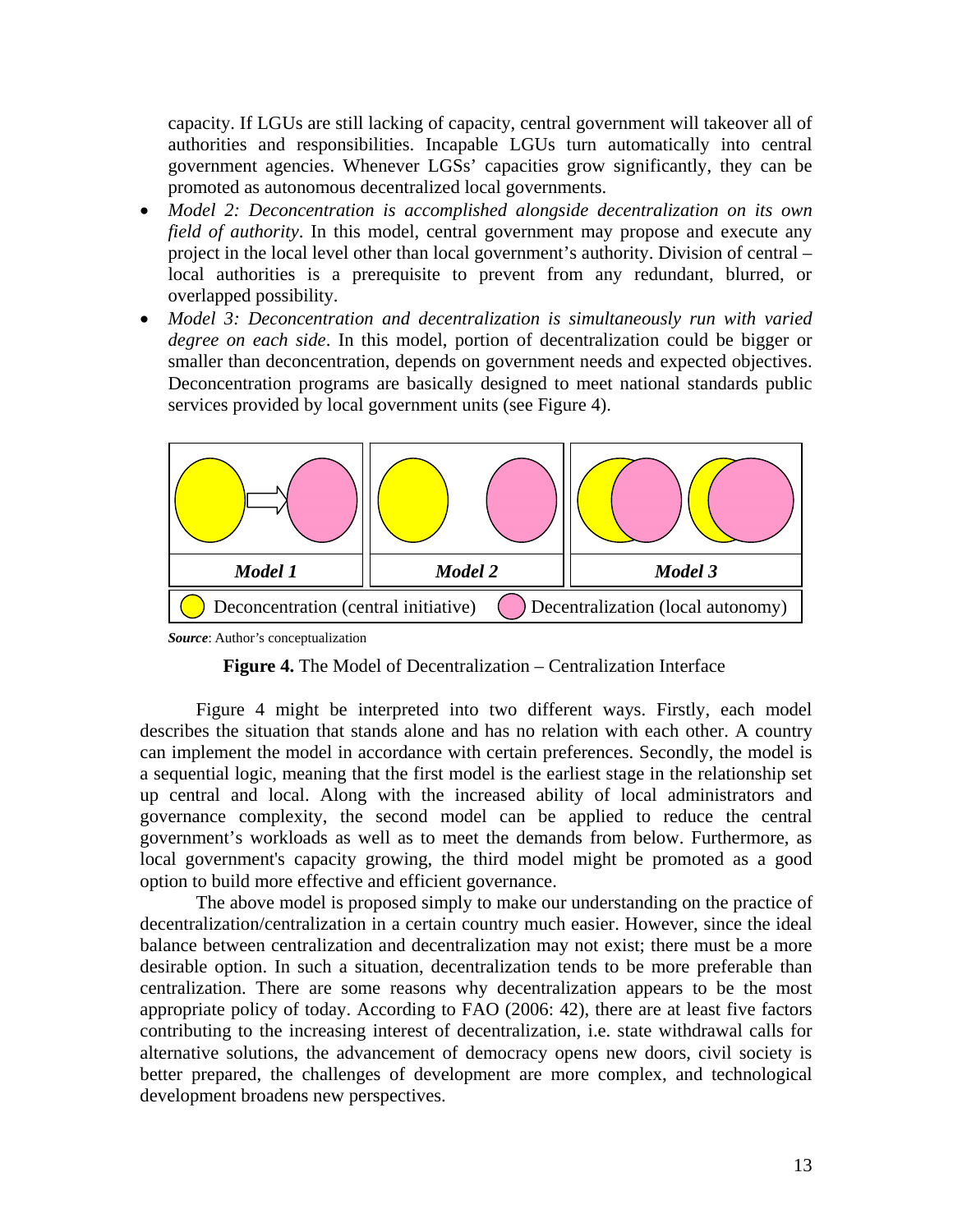capacity. If LGUs are still lacking of capacity, central government will takeover all of authorities and responsibilities. Incapable LGUs turn automatically into central government agencies. Whenever LGSs' capacities grow significantly, they can be promoted as autonomous decentralized local governments.

- *Model 2: Deconcentration is accomplished alongside decentralization on its own field of authority*. In this model, central government may propose and execute any project in the local level other than local government's authority. Division of central – local authorities is a prerequisite to prevent from any redundant, blurred, or overlapped possibility.
- *Model 3: Deconcentration and decentralization is simultaneously run with varied degree on each side*. In this model, portion of decentralization could be bigger or smaller than deconcentration, depends on government needs and expected objectives. Deconcentration programs are basically designed to meet national standards public services provided by local government units (see Figure 4).

| *Model 1* | *Model 2* | *Model 3* |
|---|---|---|

Deconcentration (central initiative) | Decentralization (local autonomy)

***Source***: Author's conceptualization

**Figure 4.** The Model of Decentralization – Centralization Interface

Figure 4 might be interpreted into two different ways. Firstly, each model describes the situation that stands alone and has no relation with each other. A country can implement the model in accordance with certain preferences. Secondly, the model is a sequential logic, meaning that the first model is the earliest stage in the relationship set up central and local. Along with the increased ability of local administrators and governance complexity, the second model can be applied to reduce the central government's workloads as well as to meet the demands from below. Furthermore, as local government's capacity growing, the third model might be promoted as a good option to build more effective and efficient governance.

The above model is proposed simply to make our understanding on the practice of decentralization/centralization in a certain country much easier. However, since the ideal balance between centralization and decentralization may not exist; there must be a more desirable option. In such a situation, decentralization tends to be more preferable than centralization. There are some reasons why decentralization appears to be the most appropriate policy of today. According to FAO (2006: 42), there are at least five factors contributing to the increasing interest of decentralization, i.e. state withdrawal calls for alternative solutions, the advancement of democracy opens new doors, civil society is better prepared, the challenges of development are more complex, and technological development broadens new perspectives.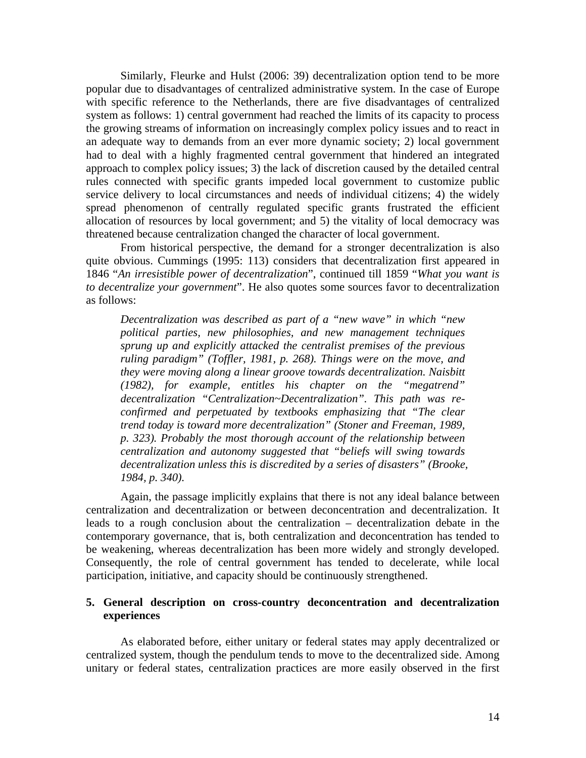Similarly, Fleurke and Hulst (2006: 39) decentralization option tend to be more popular due to disadvantages of centralized administrative system. In the case of Europe with specific reference to the Netherlands, there are five disadvantages of centralized system as follows: 1) central government had reached the limits of its capacity to process the growing streams of information on increasingly complex policy issues and to react in an adequate way to demands from an ever more dynamic society; 2) local government had to deal with a highly fragmented central government that hindered an integrated approach to complex policy issues; 3) the lack of discretion caused by the detailed central rules connected with specific grants impeded local government to customize public service delivery to local circumstances and needs of individual citizens; 4) the widely spread phenomenon of centrally regulated specific grants frustrated the efficient allocation of resources by local government; and 5) the vitality of local democracy was threatened because centralization changed the character of local government.

From historical perspective, the demand for a stronger decentralization is also quite obvious. Cummings (1995: 113) considers that decentralization first appeared in 1846 "*An irresistible power of decentralization*", continued till 1859 "*What you want is to decentralize your government*". He also quotes some sources favor to decentralization as follows:

> *Decentralization was described as part of a "new wave" in which "new political parties, new philosophies, and new management techniques sprung up and explicitly attacked the centralist premises of the previous ruling paradigm" (Toffler, 1981, p. 268). Things were on the move, and they were moving along a linear groove towards decentralization. Naisbitt (1982), for example, entitles his chapter on the "megatrend" decentralization "Centralization~Decentralization". This path was re-confirmed and perpetuated by textbooks emphasizing that "The clear trend today is toward more decentralization" (Stoner and Freeman, 1989, p. 323). Probably the most thorough account of the relationship between centralization and autonomy suggested that "beliefs will swing towards decentralization unless this is discredited by a series of disasters" (Brooke, 1984, p. 340).*

Again, the passage implicitly explains that there is not any ideal balance between centralization and decentralization or between deconcentration and decentralization. It leads to a rough conclusion about the centralization – decentralization debate in the contemporary governance, that is, both centralization and deconcentration has tended to be weakening, whereas decentralization has been more widely and strongly developed. Consequently, the role of central government has tended to decelerate, while local participation, initiative, and capacity should be continuously strengthened.

## 5. General description on cross-country deconcentration and decentralization experiences

As elaborated before, either unitary or federal states may apply decentralized or centralized system, though the pendulum tends to move to the decentralized side. Among unitary or federal states, centralization practices are more easily observed in the first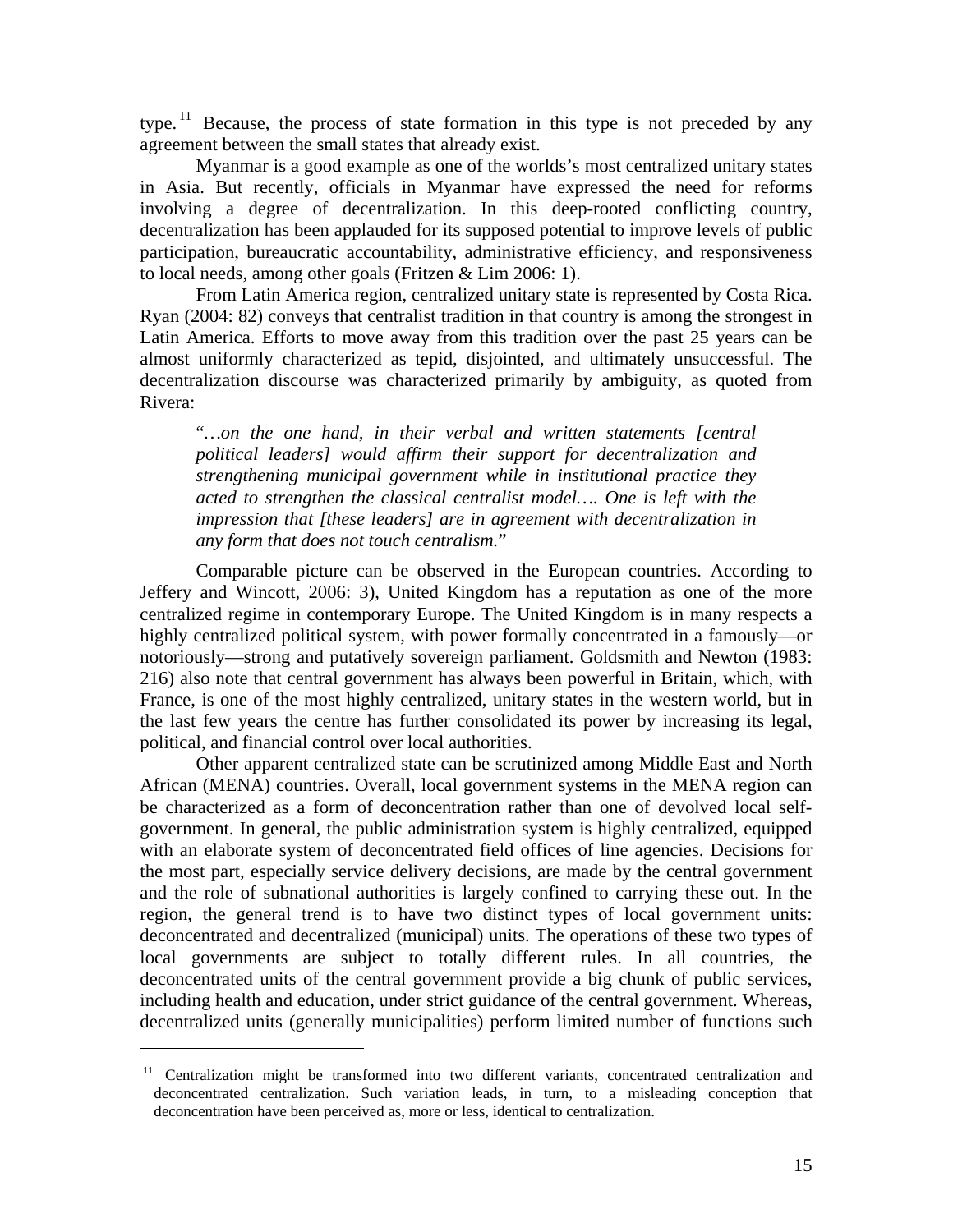type.[11] Because, the process of state formation in this type is not preceded by any agreement between the small states that already exist.

Myanmar is a good example as one of the worlds's most centralized unitary states in Asia. But recently, officials in Myanmar have expressed the need for reforms involving a degree of decentralization. In this deep-rooted conflicting country, decentralization has been applauded for its supposed potential to improve levels of public participation, bureaucratic accountability, administrative efficiency, and responsiveness to local needs, among other goals (Fritzen & Lim 2006: 1).

From Latin America region, centralized unitary state is represented by Costa Rica. Ryan (2004: 82) conveys that centralist tradition in that country is among the strongest in Latin America. Efforts to move away from this tradition over the past 25 years can be almost uniformly characterized as tepid, disjointed, and ultimately unsuccessful. The decentralization discourse was characterized primarily by ambiguity, as quoted from Rivera:

> "*…on the one hand, in their verbal and written statements [central political leaders] would affirm their support for decentralization and strengthening municipal government while in institutional practice they acted to strengthen the classical centralist model…. One is left with the impression that [these leaders] are in agreement with decentralization in any form that does not touch centralism.*"

Comparable picture can be observed in the European countries. According to Jeffery and Wincott, 2006: 3), United Kingdom has a reputation as one of the more centralized regime in contemporary Europe. The United Kingdom is in many respects a highly centralized political system, with power formally concentrated in a famously—or notoriously—strong and putatively sovereign parliament. Goldsmith and Newton (1983: 216) also note that central government has always been powerful in Britain, which, with France, is one of the most highly centralized, unitary states in the western world, but in the last few years the centre has further consolidated its power by increasing its legal, political, and financial control over local authorities.

Other apparent centralized state can be scrutinized among Middle East and North African (MENA) countries. Overall, local government systems in the MENA region can be characterized as a form of deconcentration rather than one of devolved local self-government. In general, the public administration system is highly centralized, equipped with an elaborate system of deconcentrated field offices of line agencies. Decisions for the most part, especially service delivery decisions, are made by the central government and the role of subnational authorities is largely confined to carrying these out. In the region, the general trend is to have two distinct types of local government units: deconcentrated and decentralized (municipal) units. The operations of these two types of local governments are subject to totally different rules. In all countries, the deconcentrated units of the central government provide a big chunk of public services, including health and education, under strict guidance of the central government. Whereas, decentralized units (generally municipalities) perform limited number of functions such

---

[11] Centralization might be transformed into two different variants, concentrated centralization and deconcentrated centralization. Such variation leads, in turn, to a misleading conception that deconcentration have been perceived as, more or less, identical to centralization.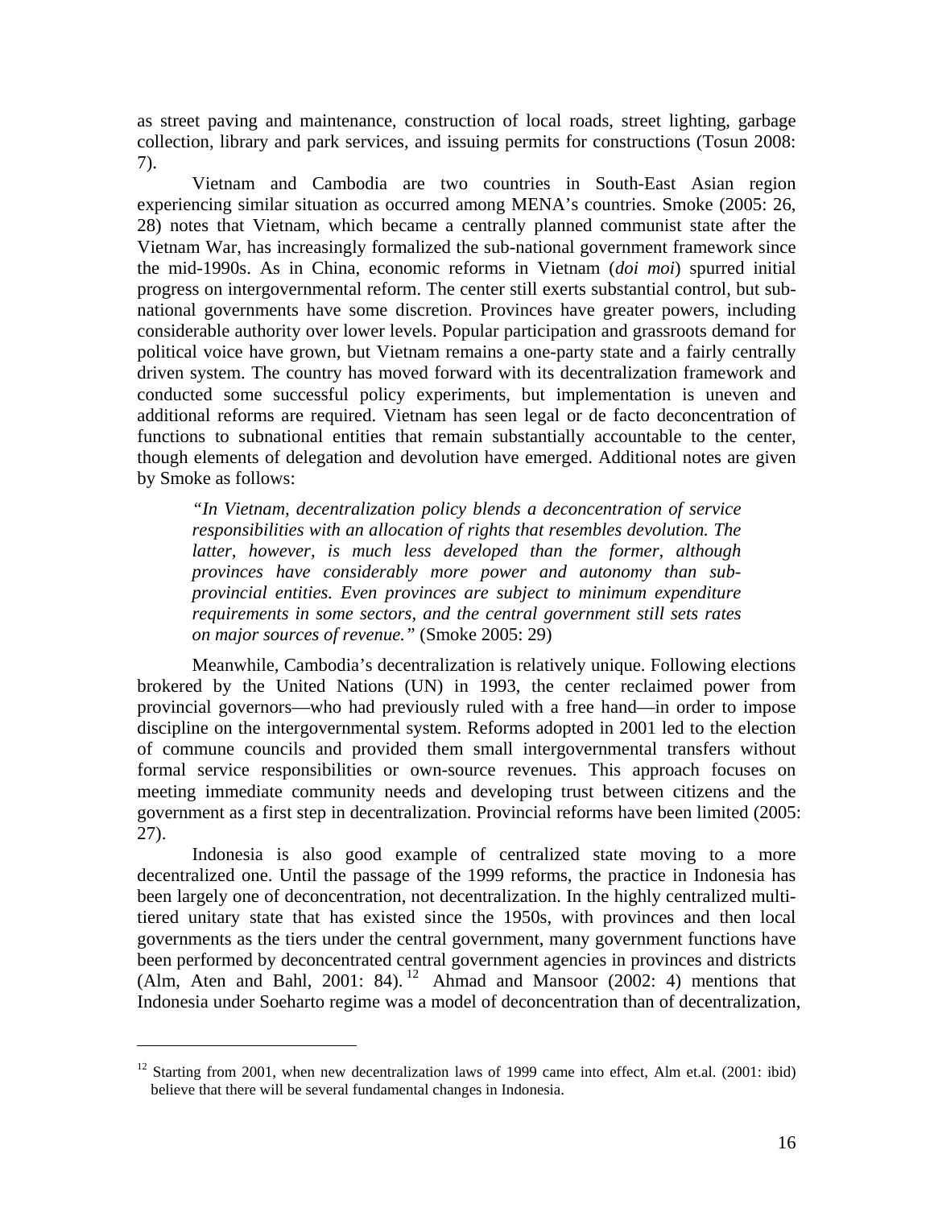as street paving and maintenance, construction of local roads, street lighting, garbage collection, library and park services, and issuing permits for constructions (Tosun 2008: 7).

Vietnam and Cambodia are two countries in South-East Asian region experiencing similar situation as occurred among MENA's countries. Smoke (2005: 26, 28) notes that Vietnam, which became a centrally planned communist state after the Vietnam War, has increasingly formalized the sub-national government framework since the mid-1990s. As in China, economic reforms in Vietnam (*doi moi*) spurred initial progress on intergovernmental reform. The center still exerts substantial control, but sub-national governments have some discretion. Provinces have greater powers, including considerable authority over lower levels. Popular participation and grassroots demand for political voice have grown, but Vietnam remains a one-party state and a fairly centrally driven system. The country has moved forward with its decentralization framework and conducted some successful policy experiments, but implementation is uneven and additional reforms are required. Vietnam has seen legal or de facto deconcentration of functions to subnational entities that remain substantially accountable to the center, though elements of delegation and devolution have emerged. Additional notes are given by Smoke as follows:

> *"In Vietnam, decentralization policy blends a deconcentration of service responsibilities with an allocation of rights that resembles devolution. The latter, however, is much less developed than the former, although provinces have considerably more power and autonomy than sub-provincial entities. Even provinces are subject to minimum expenditure requirements in some sectors, and the central government still sets rates on major sources of revenue."* (Smoke 2005: 29)

Meanwhile, Cambodia's decentralization is relatively unique. Following elections brokered by the United Nations (UN) in 1993, the center reclaimed power from provincial governors—who had previously ruled with a free hand—in order to impose discipline on the intergovernmental system. Reforms adopted in 2001 led to the election of commune councils and provided them small intergovernmental transfers without formal service responsibilities or own-source revenues. This approach focuses on meeting immediate community needs and developing trust between citizens and the government as a first step in decentralization. Provincial reforms have been limited (2005: 27).

Indonesia is also good example of centralized state moving to a more decentralized one. Until the passage of the 1999 reforms, the practice in Indonesia has been largely one of deconcentration, not decentralization. In the highly centralized multi-tiered unitary state that has existed since the 1950s, with provinces and then local governments as the tiers under the central government, many government functions have been performed by deconcentrated central government agencies in provinces and districts (Alm, Aten and Bahl, 2001: 84).[12] Ahmad and Mansoor (2002: 4) mentions that Indonesia under Soeharto regime was a model of deconcentration than of decentralization,

---

[12] Starting from 2001, when new decentralization laws of 1999 came into effect, Alm et.al. (2001: ibid) believe that there will be several fundamental changes in Indonesia.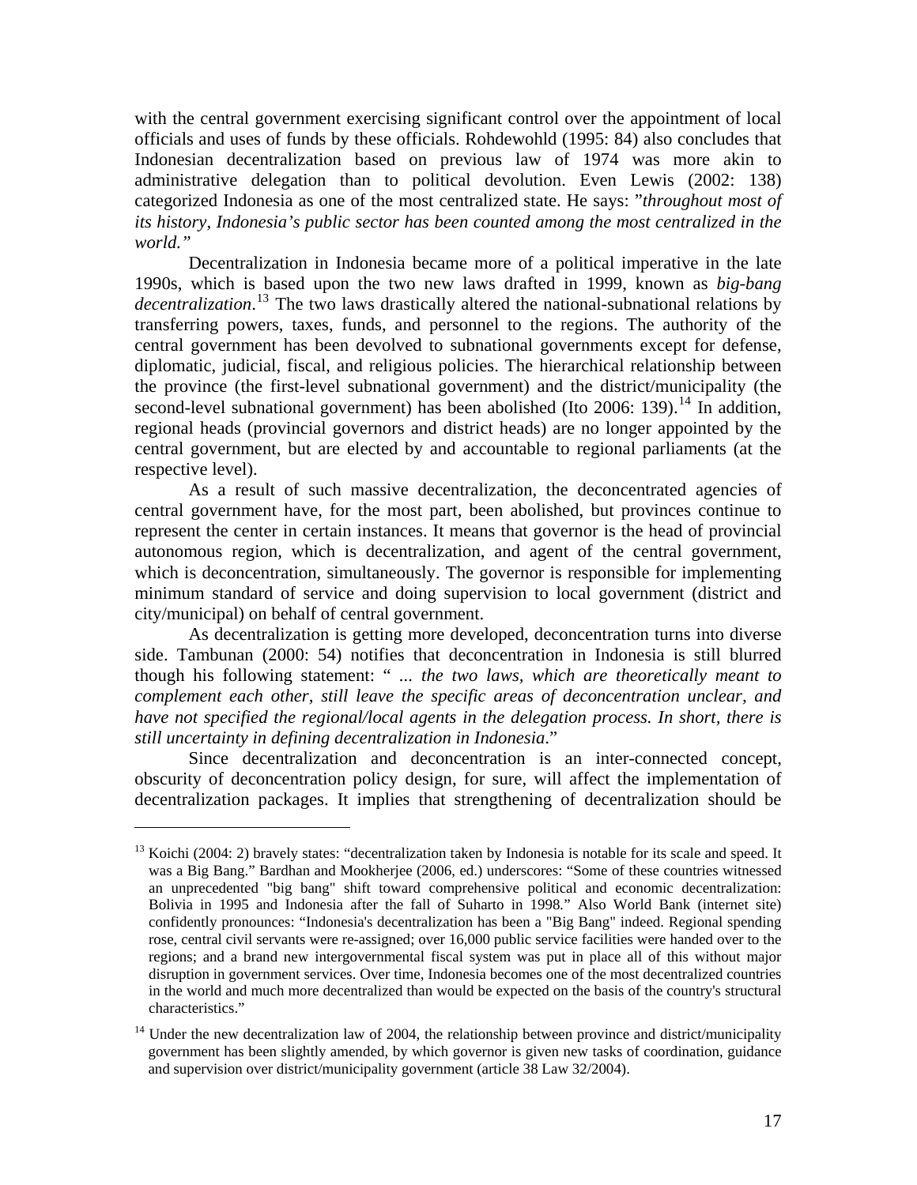with the central government exercising significant control over the appointment of local officials and uses of funds by these officials. Rohdewohld (1995: 84) also concludes that Indonesian decentralization based on previous law of 1974 was more akin to administrative delegation than to political devolution. Even Lewis (2002: 138) categorized Indonesia as one of the most centralized state. He says: "*throughout most of its history, Indonesia's public sector has been counted among the most centralized in the world.*"

Decentralization in Indonesia became more of a political imperative in the late 1990s, which is based upon the two new laws drafted in 1999, known as *big-bang decentralization*.[13] The two laws drastically altered the national-subnational relations by transferring powers, taxes, funds, and personnel to the regions. The authority of the central government has been devolved to subnational governments except for defense, diplomatic, judicial, fiscal, and religious policies. The hierarchical relationship between the province (the first-level subnational government) and the district/municipality (the second-level subnational government) has been abolished (Ito 2006: 139).[14] In addition, regional heads (provincial governors and district heads) are no longer appointed by the central government, but are elected by and accountable to regional parliaments (at the respective level).

As a result of such massive decentralization, the deconcentrated agencies of central government have, for the most part, been abolished, but provinces continue to represent the center in certain instances. It means that governor is the head of provincial autonomous region, which is decentralization, and agent of the central government, which is deconcentration, simultaneously. The governor is responsible for implementing minimum standard of service and doing supervision to local government (district and city/municipal) on behalf of central government.

As decentralization is getting more developed, deconcentration turns into diverse side. Tambunan (2000: 54) notifies that deconcentration in Indonesia is still blurred though his following statement: " *... the two laws, which are theoretically meant to complement each other, still leave the specific areas of deconcentration unclear, and have not specified the regional/local agents in the delegation process. In short, there is still uncertainty in defining decentralization in Indonesia*."

Since decentralization and deconcentration is an inter-connected concept, obscurity of deconcentration policy design, for sure, will affect the implementation of decentralization packages. It implies that strengthening of decentralization should be

---

[13] Koichi (2004: 2) bravely states: "decentralization taken by Indonesia is notable for its scale and speed. It was a Big Bang." Bardhan and Mookherjee (2006, ed.) underscores: "Some of these countries witnessed an unprecedented "big bang" shift toward comprehensive political and economic decentralization: Bolivia in 1995 and Indonesia after the fall of Suharto in 1998." Also World Bank (internet site) confidently pronounces: "Indonesia's decentralization has been a "Big Bang" indeed. Regional spending rose, central civil servants were re-assigned; over 16,000 public service facilities were handed over to the regions; and a brand new intergovernmental fiscal system was put in place all of this without major disruption in government services. Over time, Indonesia becomes one of the most decentralized countries in the world and much more decentralized than would be expected on the basis of the country's structural characteristics."

[14] Under the new decentralization law of 2004, the relationship between province and district/municipality government has been slightly amended, by which governor is given new tasks of coordination, guidance and supervision over district/municipality government (article 38 Law 32/2004).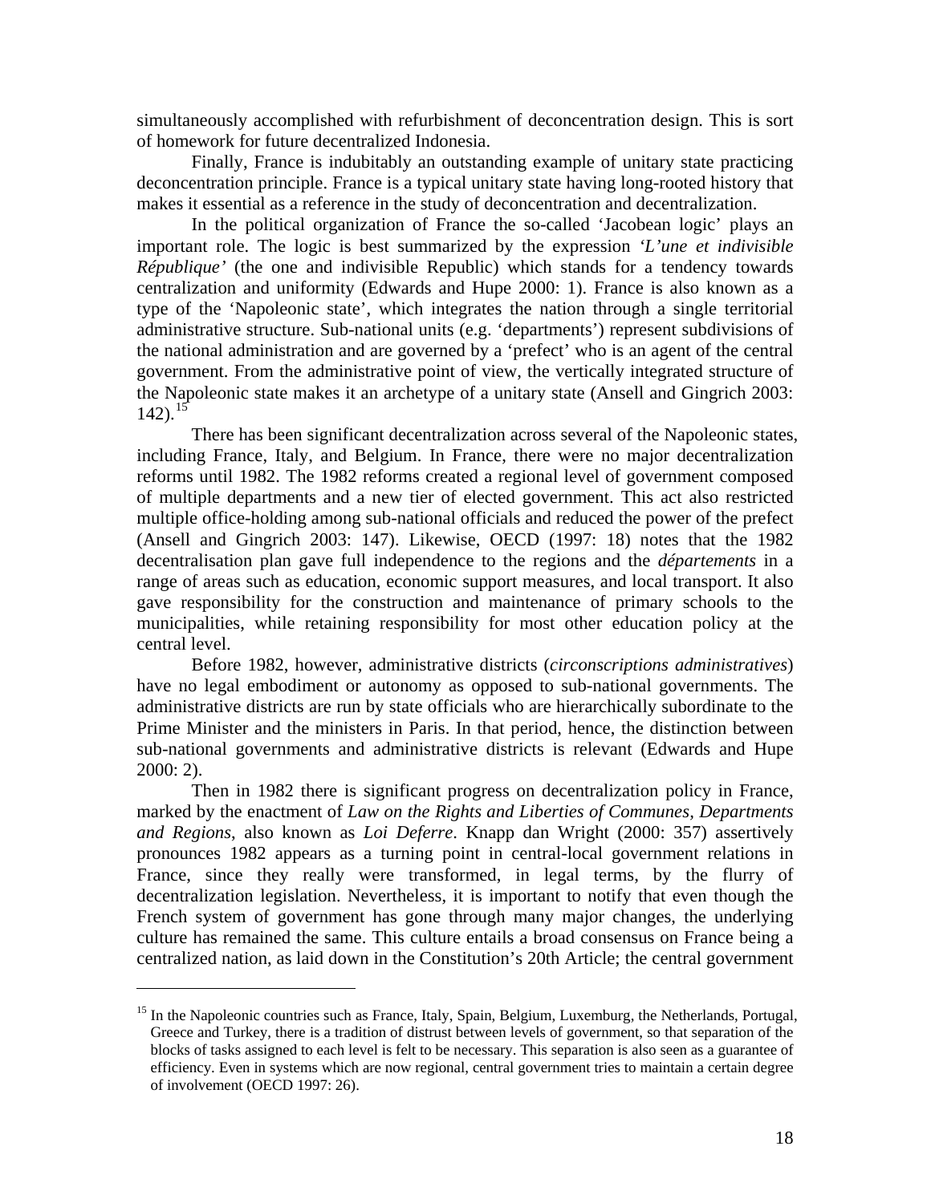simultaneously accomplished with refurbishment of deconcentration design. This is sort of homework for future decentralized Indonesia.

Finally, France is indubitably an outstanding example of unitary state practicing deconcentration principle. France is a typical unitary state having long-rooted history that makes it essential as a reference in the study of deconcentration and decentralization.

In the political organization of France the so-called 'Jacobean logic' plays an important role. The logic is best summarized by the expression *'L'une et indivisible République'* (the one and indivisible Republic) which stands for a tendency towards centralization and uniformity (Edwards and Hupe 2000: 1). France is also known as a type of the 'Napoleonic state', which integrates the nation through a single territorial administrative structure. Sub-national units (e.g. 'departments') represent subdivisions of the national administration and are governed by a 'prefect' who is an agent of the central government. From the administrative point of view, the vertically integrated structure of the Napoleonic state makes it an archetype of a unitary state (Ansell and Gingrich 2003: 142).[15]

There has been significant decentralization across several of the Napoleonic states, including France, Italy, and Belgium. In France, there were no major decentralization reforms until 1982. The 1982 reforms created a regional level of government composed of multiple departments and a new tier of elected government. This act also restricted multiple office-holding among sub-national officials and reduced the power of the prefect (Ansell and Gingrich 2003: 147). Likewise, OECD (1997: 18) notes that the 1982 decentralisation plan gave full independence to the regions and the *départements* in a range of areas such as education, economic support measures, and local transport. It also gave responsibility for the construction and maintenance of primary schools to the municipalities, while retaining responsibility for most other education policy at the central level.

Before 1982, however, administrative districts (*circonscriptions administratives*) have no legal embodiment or autonomy as opposed to sub-national governments. The administrative districts are run by state officials who are hierarchically subordinate to the Prime Minister and the ministers in Paris. In that period, hence, the distinction between sub-national governments and administrative districts is relevant (Edwards and Hupe 2000: 2).

Then in 1982 there is significant progress on decentralization policy in France, marked by the enactment of *Law on the Rights and Liberties of Communes, Departments and Regions*, also known as *Loi Deferre*. Knapp dan Wright (2000: 357) assertively pronounces 1982 appears as a turning point in central-local government relations in France, since they really were transformed, in legal terms, by the flurry of decentralization legislation. Nevertheless, it is important to notify that even though the French system of government has gone through many major changes, the underlying culture has remained the same. This culture entails a broad consensus on France being a centralized nation, as laid down in the Constitution's 20th Article; the central government

---

[15] In the Napoleonic countries such as France, Italy, Spain, Belgium, Luxemburg, the Netherlands, Portugal, Greece and Turkey, there is a tradition of distrust between levels of government, so that separation of the blocks of tasks assigned to each level is felt to be necessary. This separation is also seen as a guarantee of efficiency. Even in systems which are now regional, central government tries to maintain a certain degree of involvement (OECD 1997: 26).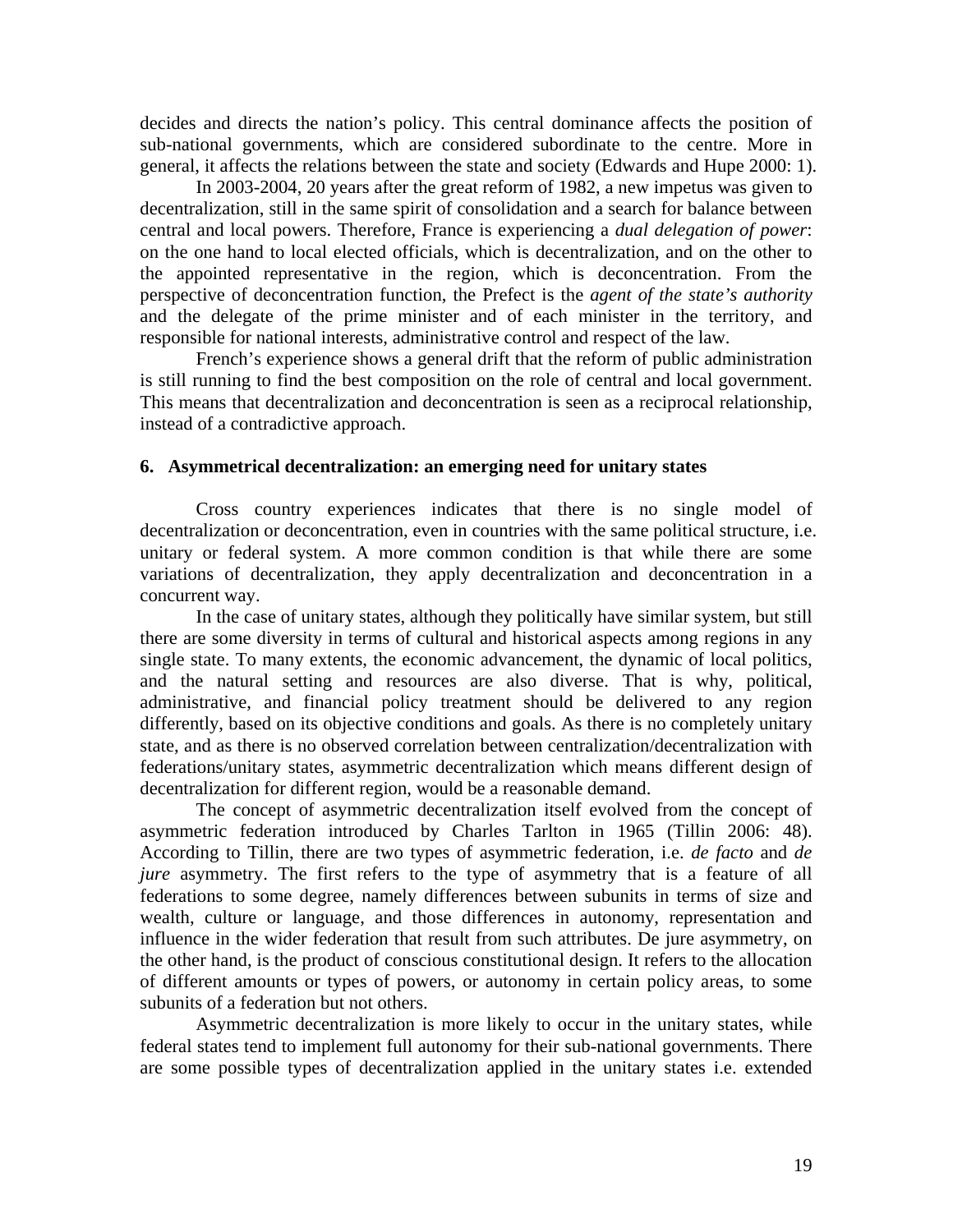decides and directs the nation's policy. This central dominance affects the position of sub-national governments, which are considered subordinate to the centre. More in general, it affects the relations between the state and society (Edwards and Hupe 2000: 1).

In 2003-2004, 20 years after the great reform of 1982, a new impetus was given to decentralization, still in the same spirit of consolidation and a search for balance between central and local powers. Therefore, France is experiencing a *dual delegation of power*: on the one hand to local elected officials, which is decentralization, and on the other to the appointed representative in the region, which is deconcentration. From the perspective of deconcentration function, the Prefect is the *agent of the state's authority* and the delegate of the prime minister and of each minister in the territory, and responsible for national interests, administrative control and respect of the law.

French's experience shows a general drift that the reform of public administration is still running to find the best composition on the role of central and local government. This means that decentralization and deconcentration is seen as a reciprocal relationship, instead of a contradictive approach.

### 6. Asymmetrical decentralization: an emerging need for unitary states

Cross country experiences indicates that there is no single model of decentralization or deconcentration, even in countries with the same political structure, i.e. unitary or federal system. A more common condition is that while there are some variations of decentralization, they apply decentralization and deconcentration in a concurrent way.

In the case of unitary states, although they politically have similar system, but still there are some diversity in terms of cultural and historical aspects among regions in any single state. To many extents, the economic advancement, the dynamic of local politics, and the natural setting and resources are also diverse. That is why, political, administrative, and financial policy treatment should be delivered to any region differently, based on its objective conditions and goals. As there is no completely unitary state, and as there is no observed correlation between centralization/decentralization with federations/unitary states, asymmetric decentralization which means different design of decentralization for different region, would be a reasonable demand.

The concept of asymmetric decentralization itself evolved from the concept of asymmetric federation introduced by Charles Tarlton in 1965 (Tillin 2006: 48). According to Tillin, there are two types of asymmetric federation, i.e. *de facto* and *de jure* asymmetry. The first refers to the type of asymmetry that is a feature of all federations to some degree, namely differences between subunits in terms of size and wealth, culture or language, and those differences in autonomy, representation and influence in the wider federation that result from such attributes. De jure asymmetry, on the other hand, is the product of conscious constitutional design. It refers to the allocation of different amounts or types of powers, or autonomy in certain policy areas, to some subunits of a federation but not others.

Asymmetric decentralization is more likely to occur in the unitary states, while federal states tend to implement full autonomy for their sub-national governments. There are some possible types of decentralization applied in the unitary states i.e. extended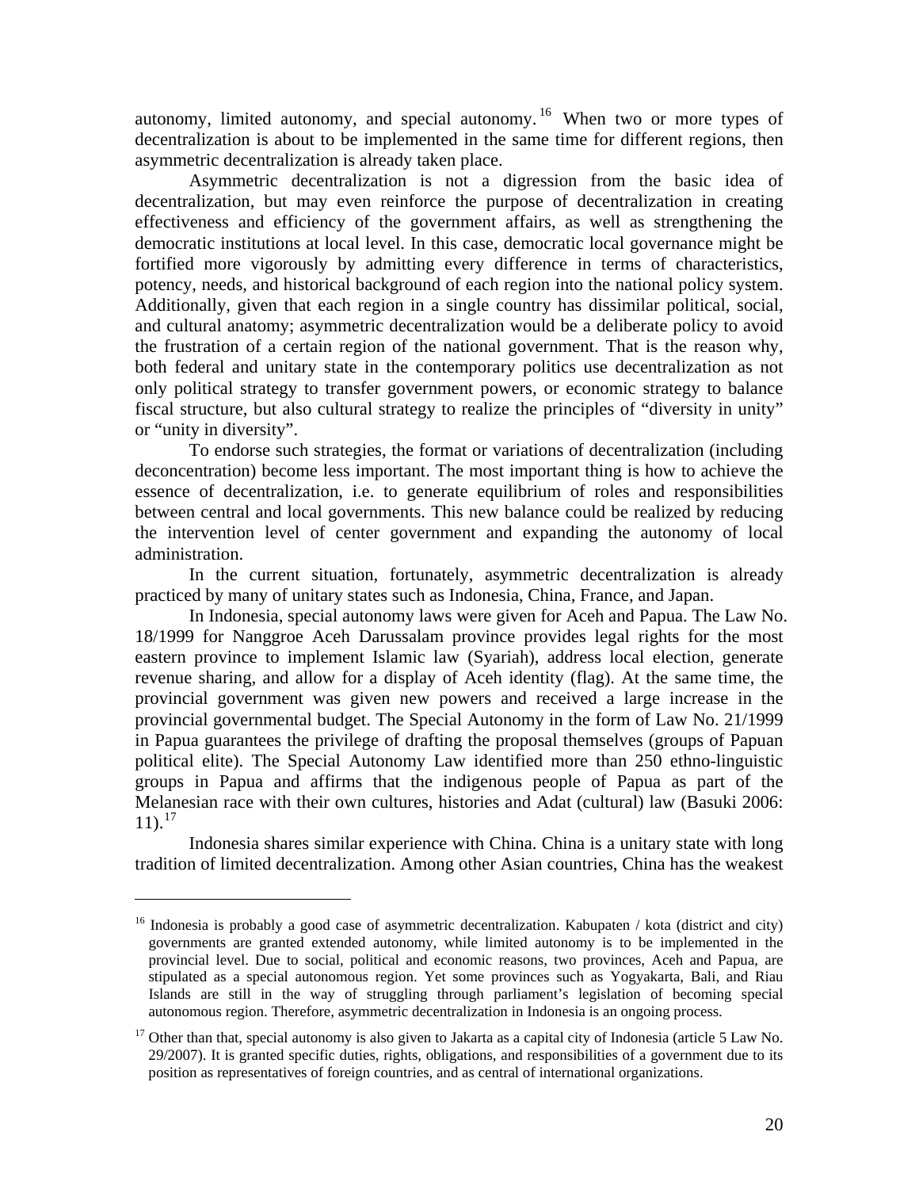autonomy, limited autonomy, and special autonomy.[16] When two or more types of decentralization is about to be implemented in the same time for different regions, then asymmetric decentralization is already taken place.

Asymmetric decentralization is not a digression from the basic idea of decentralization, but may even reinforce the purpose of decentralization in creating effectiveness and efficiency of the government affairs, as well as strengthening the democratic institutions at local level. In this case, democratic local governance might be fortified more vigorously by admitting every difference in terms of characteristics, potency, needs, and historical background of each region into the national policy system. Additionally, given that each region in a single country has dissimilar political, social, and cultural anatomy; asymmetric decentralization would be a deliberate policy to avoid the frustration of a certain region of the national government. That is the reason why, both federal and unitary state in the contemporary politics use decentralization as not only political strategy to transfer government powers, or economic strategy to balance fiscal structure, but also cultural strategy to realize the principles of "diversity in unity" or "unity in diversity".

To endorse such strategies, the format or variations of decentralization (including deconcentration) become less important. The most important thing is how to achieve the essence of decentralization, i.e. to generate equilibrium of roles and responsibilities between central and local governments. This new balance could be realized by reducing the intervention level of center government and expanding the autonomy of local administration.

In the current situation, fortunately, asymmetric decentralization is already practiced by many of unitary states such as Indonesia, China, France, and Japan.

In Indonesia, special autonomy laws were given for Aceh and Papua. The Law No. 18/1999 for Nanggroe Aceh Darussalam province provides legal rights for the most eastern province to implement Islamic law (Syariah), address local election, generate revenue sharing, and allow for a display of Aceh identity (flag). At the same time, the provincial government was given new powers and received a large increase in the provincial governmental budget. The Special Autonomy in the form of Law No. 21/1999 in Papua guarantees the privilege of drafting the proposal themselves (groups of Papuan political elite). The Special Autonomy Law identified more than 250 ethno-linguistic groups in Papua and affirms that the indigenous people of Papua as part of the Melanesian race with their own cultures, histories and Adat (cultural) law (Basuki 2006: 11).[17]

Indonesia shares similar experience with China. China is a unitary state with long tradition of limited decentralization. Among other Asian countries, China has the weakest

---

[16] Indonesia is probably a good case of asymmetric decentralization. Kabupaten / kota (district and city) governments are granted extended autonomy, while limited autonomy is to be implemented in the provincial level. Due to social, political and economic reasons, two provinces, Aceh and Papua, are stipulated as a special autonomous region. Yet some provinces such as Yogyakarta, Bali, and Riau Islands are still in the way of struggling through parliament's legislation of becoming special autonomous region. Therefore, asymmetric decentralization in Indonesia is an ongoing process.

[17] Other than that, special autonomy is also given to Jakarta as a capital city of Indonesia (article 5 Law No. 29/2007). It is granted specific duties, rights, obligations, and responsibilities of a government due to its position as representatives of foreign countries, and as central of international organizations.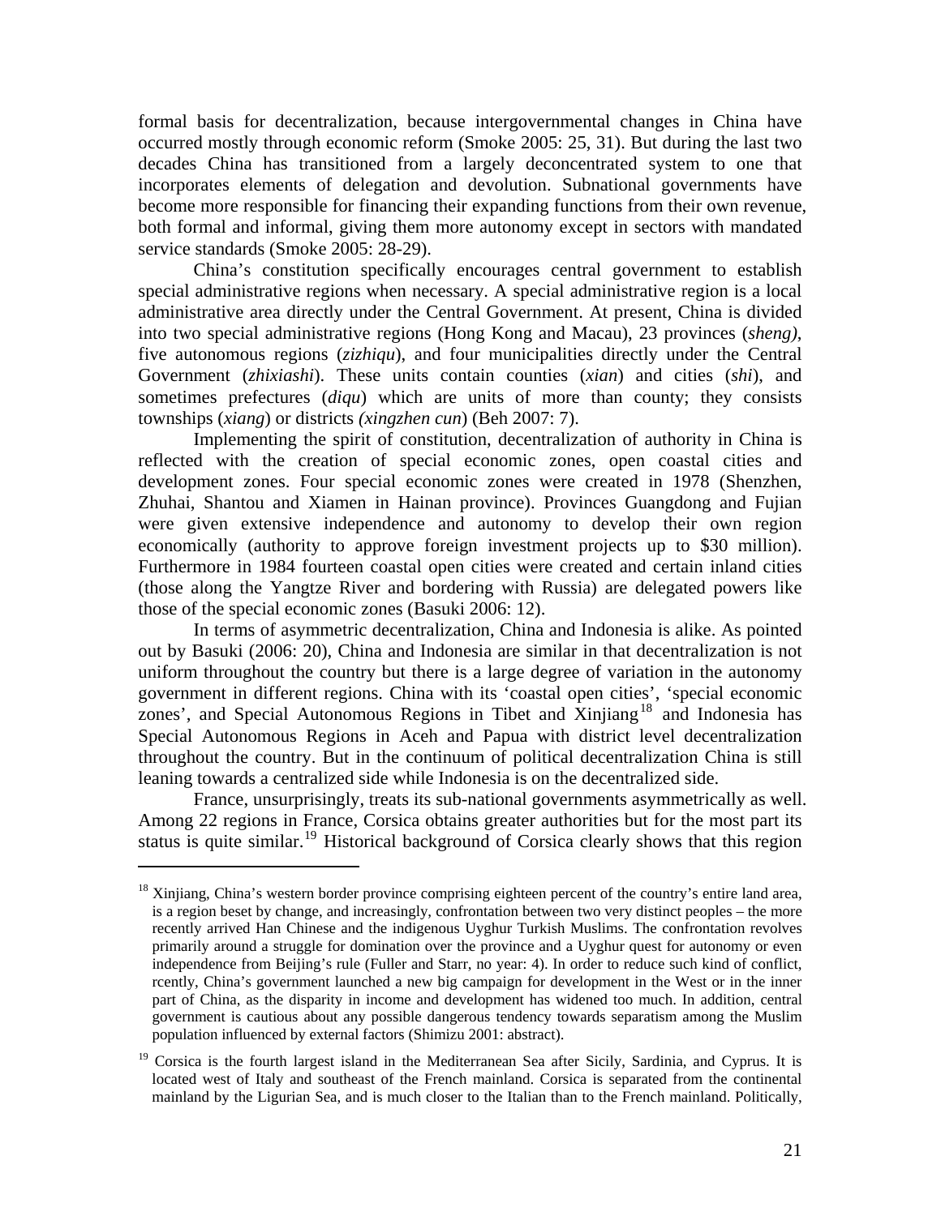formal basis for decentralization, because intergovernmental changes in China have occurred mostly through economic reform (Smoke 2005: 25, 31). But during the last two decades China has transitioned from a largely deconcentrated system to one that incorporates elements of delegation and devolution. Subnational governments have become more responsible for financing their expanding functions from their own revenue, both formal and informal, giving them more autonomy except in sectors with mandated service standards (Smoke 2005: 28-29).

China's constitution specifically encourages central government to establish special administrative regions when necessary. A special administrative region is a local administrative area directly under the Central Government. At present, China is divided into two special administrative regions (Hong Kong and Macau), 23 provinces (*sheng)*, five autonomous regions (*zizhiqu*), and four municipalities directly under the Central Government (*zhixiashi*). These units contain counties (*xian*) and cities (*shi*), and sometimes prefectures (*diqu*) which are units of more than county; they consists townships (*xiang*) or districts *(xingzhen cun*) (Beh 2007: 7).

Implementing the spirit of constitution, decentralization of authority in China is reflected with the creation of special economic zones, open coastal cities and development zones. Four special economic zones were created in 1978 (Shenzhen, Zhuhai, Shantou and Xiamen in Hainan province). Provinces Guangdong and Fujian were given extensive independence and autonomy to develop their own region economically (authority to approve foreign investment projects up to $30 million). Furthermore in 1984 fourteen coastal open cities were created and certain inland cities (those along the Yangtze River and bordering with Russia) are delegated powers like those of the special economic zones (Basuki 2006: 12).

In terms of asymmetric decentralization, China and Indonesia is alike. As pointed out by Basuki (2006: 20), China and Indonesia are similar in that decentralization is not uniform throughout the country but there is a large degree of variation in the autonomy government in different regions. China with its 'coastal open cities', 'special economic zones', and Special Autonomous Regions in Tibet and Xinjiang[18] and Indonesia has Special Autonomous Regions in Aceh and Papua with district level decentralization throughout the country. But in the continuum of political decentralization China is still leaning towards a centralized side while Indonesia is on the decentralized side.

France, unsurprisingly, treats its sub-national governments asymmetrically as well. Among 22 regions in France, Corsica obtains greater authorities but for the most part its status is quite similar.[19] Historical background of Corsica clearly shows that this region

---

[18] Xinjiang, China's western border province comprising eighteen percent of the country's entire land area, is a region beset by change, and increasingly, confrontation between two very distinct peoples – the more recently arrived Han Chinese and the indigenous Uyghur Turkish Muslims. The confrontation revolves primarily around a struggle for domination over the province and a Uyghur quest for autonomy or even independence from Beijing's rule (Fuller and Starr, no year: 4). In order to reduce such kind of conflict, rcently, China's government launched a new big campaign for development in the West or in the inner part of China, as the disparity in income and development has widened too much. In addition, central government is cautious about any possible dangerous tendency towards separatism among the Muslim population influenced by external factors (Shimizu 2001: abstract).

[19] Corsica is the fourth largest island in the Mediterranean Sea after Sicily, Sardinia, and Cyprus. It is located west of Italy and southeast of the French mainland. Corsica is separated from the continental mainland by the Ligurian Sea, and is much closer to the Italian than to the French mainland. Politically,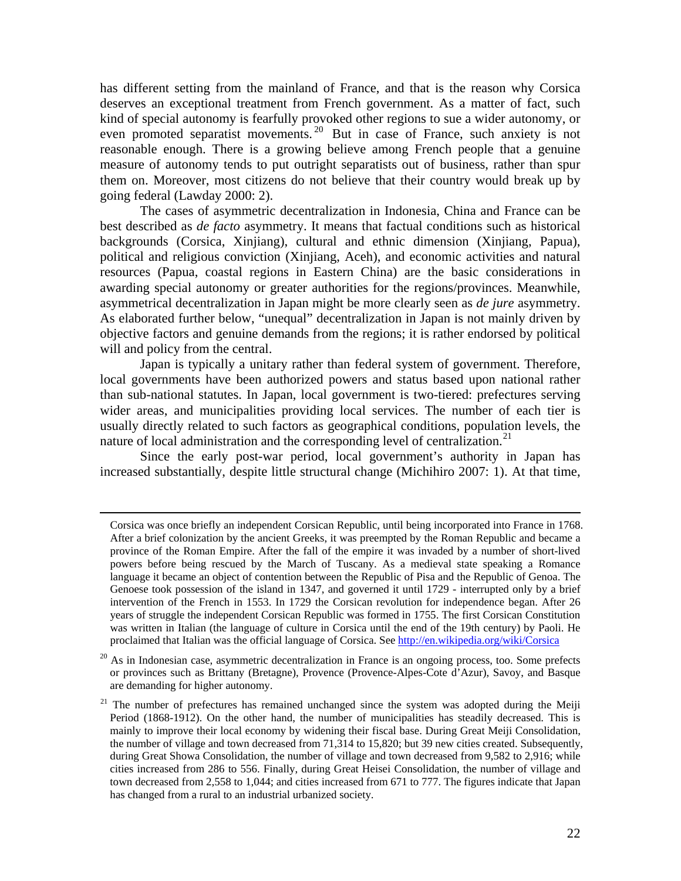has different setting from the mainland of France, and that is the reason why Corsica deserves an exceptional treatment from French government. As a matter of fact, such kind of special autonomy is fearfully provoked other regions to sue a wider autonomy, or even promoted separatist movements.[20] But in case of France, such anxiety is not reasonable enough. There is a growing believe among French people that a genuine measure of autonomy tends to put outright separatists out of business, rather than spur them on. Moreover, most citizens do not believe that their country would break up by going federal (Lawday 2000: 2).

The cases of asymmetric decentralization in Indonesia, China and France can be best described as *de facto* asymmetry. It means that factual conditions such as historical backgrounds (Corsica, Xinjiang), cultural and ethnic dimension (Xinjiang, Papua), political and religious conviction (Xinjiang, Aceh), and economic activities and natural resources (Papua, coastal regions in Eastern China) are the basic considerations in awarding special autonomy or greater authorities for the regions/provinces. Meanwhile, asymmetrical decentralization in Japan might be more clearly seen as *de jure* asymmetry. As elaborated further below, "unequal" decentralization in Japan is not mainly driven by objective factors and genuine demands from the regions; it is rather endorsed by political will and policy from the central.

Japan is typically a unitary rather than federal system of government. Therefore, local governments have been authorized powers and status based upon national rather than sub-national statutes. In Japan, local government is two-tiered: prefectures serving wider areas, and municipalities providing local services. The number of each tier is usually directly related to such factors as geographical conditions, population levels, the nature of local administration and the corresponding level of centralization.[21]

Since the early post-war period, local government's authority in Japan has increased substantially, despite little structural change (Michihiro 2007: 1). At that time,

---

Corsica was once briefly an independent Corsican Republic, until being incorporated into France in 1768. After a brief colonization by the ancient Greeks, it was preempted by the Roman Republic and became a province of the Roman Empire. After the fall of the empire it was invaded by a number of short-lived powers before being rescued by the March of Tuscany. As a medieval state speaking a Romance language it became an object of contention between the Republic of Pisa and the Republic of Genoa. The Genoese took possession of the island in 1347, and governed it until 1729 - interrupted only by a brief intervention of the French in 1553. In 1729 the Corsican revolution for independence began. After 26 years of struggle the independent Corsican Republic was formed in 1755. The first Corsican Constitution was written in Italian (the language of culture in Corsica until the end of the 19th century) by Paoli. He proclaimed that Italian was the official language of Corsica. See http://en.wikipedia.org/wiki/Corsica

[20] As in Indonesian case, asymmetric decentralization in France is an ongoing process, too. Some prefects or provinces such as Brittany (Bretagne), Provence (Provence-Alpes-Cote d'Azur), Savoy, and Basque are demanding for higher autonomy.

[21] The number of prefectures has remained unchanged since the system was adopted during the Meiji Period (1868-1912). On the other hand, the number of municipalities has steadily decreased. This is mainly to improve their local economy by widening their fiscal base. During Great Meiji Consolidation, the number of village and town decreased from 71,314 to 15,820; but 39 new cities created. Subsequently, during Great Showa Consolidation, the number of village and town decreased from 9,582 to 2,916; while cities increased from 286 to 556. Finally, during Great Heisei Consolidation, the number of village and town decreased from 2,558 to 1,044; and cities increased from 671 to 777. The figures indicate that Japan has changed from a rural to an industrial urbanized society.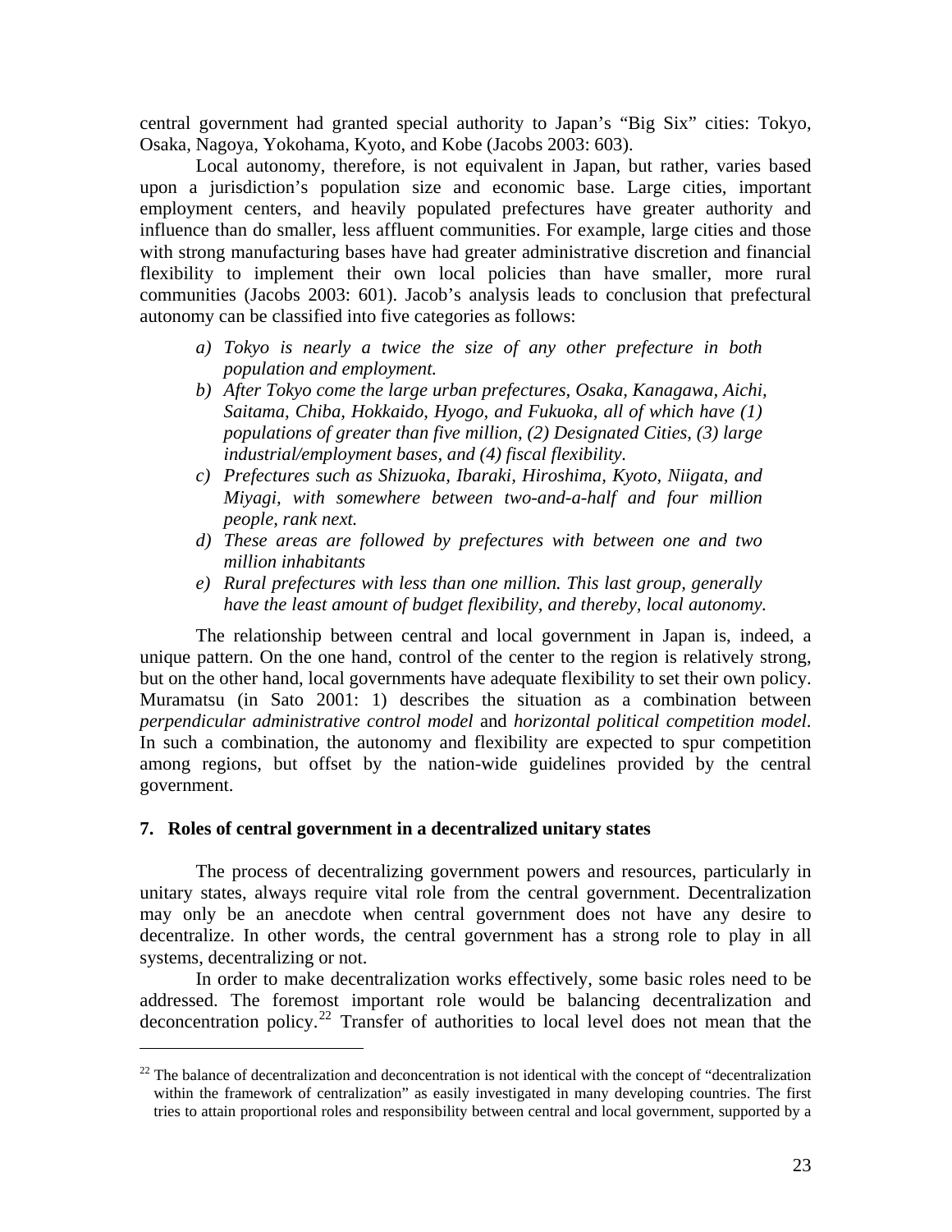central government had granted special authority to Japan's "Big Six" cities: Tokyo, Osaka, Nagoya, Yokohama, Kyoto, and Kobe (Jacobs 2003: 603).

Local autonomy, therefore, is not equivalent in Japan, but rather, varies based upon a jurisdiction's population size and economic base. Large cities, important employment centers, and heavily populated prefectures have greater authority and influence than do smaller, less affluent communities. For example, large cities and those with strong manufacturing bases have had greater administrative discretion and financial flexibility to implement their own local policies than have smaller, more rural communities (Jacobs 2003: 601). Jacob's analysis leads to conclusion that prefectural autonomy can be classified into five categories as follows:

- a) *Tokyo is nearly a twice the size of any other prefecture in both population and employment.*
- b) *After Tokyo come the large urban prefectures, Osaka, Kanagawa, Aichi, Saitama, Chiba, Hokkaido, Hyogo, and Fukuoka, all of which have (1) populations of greater than five million, (2) Designated Cities, (3) large industrial/employment bases, and (4) fiscal flexibility.*
- c) *Prefectures such as Shizuoka, Ibaraki, Hiroshima, Kyoto, Niigata, and Miyagi, with somewhere between two-and-a-half and four million people, rank next.*
- d) *These areas are followed by prefectures with between one and two million inhabitants*
- e) *Rural prefectures with less than one million. This last group, generally have the least amount of budget flexibility, and thereby, local autonomy.*

The relationship between central and local government in Japan is, indeed, a unique pattern. On the one hand, control of the center to the region is relatively strong, but on the other hand, local governments have adequate flexibility to set their own policy. Muramatsu (in Sato 2001: 1) describes the situation as a combination between *perpendicular administrative control model* and *horizontal political competition model*. In such a combination, the autonomy and flexibility are expected to spur competition among regions, but offset by the nation-wide guidelines provided by the central government.

### 7. Roles of central government in a decentralized unitary states

The process of decentralizing government powers and resources, particularly in unitary states, always require vital role from the central government. Decentralization may only be an anecdote when central government does not have any desire to decentralize. In other words, the central government has a strong role to play in all systems, decentralizing or not.

In order to make decentralization works effectively, some basic roles need to be addressed. The foremost important role would be balancing decentralization and deconcentration policy.[22] Transfer of authorities to local level does not mean that the

---

[22] The balance of decentralization and deconcentration is not identical with the concept of "decentralization within the framework of centralization" as easily investigated in many developing countries. The first tries to attain proportional roles and responsibility between central and local government, supported by a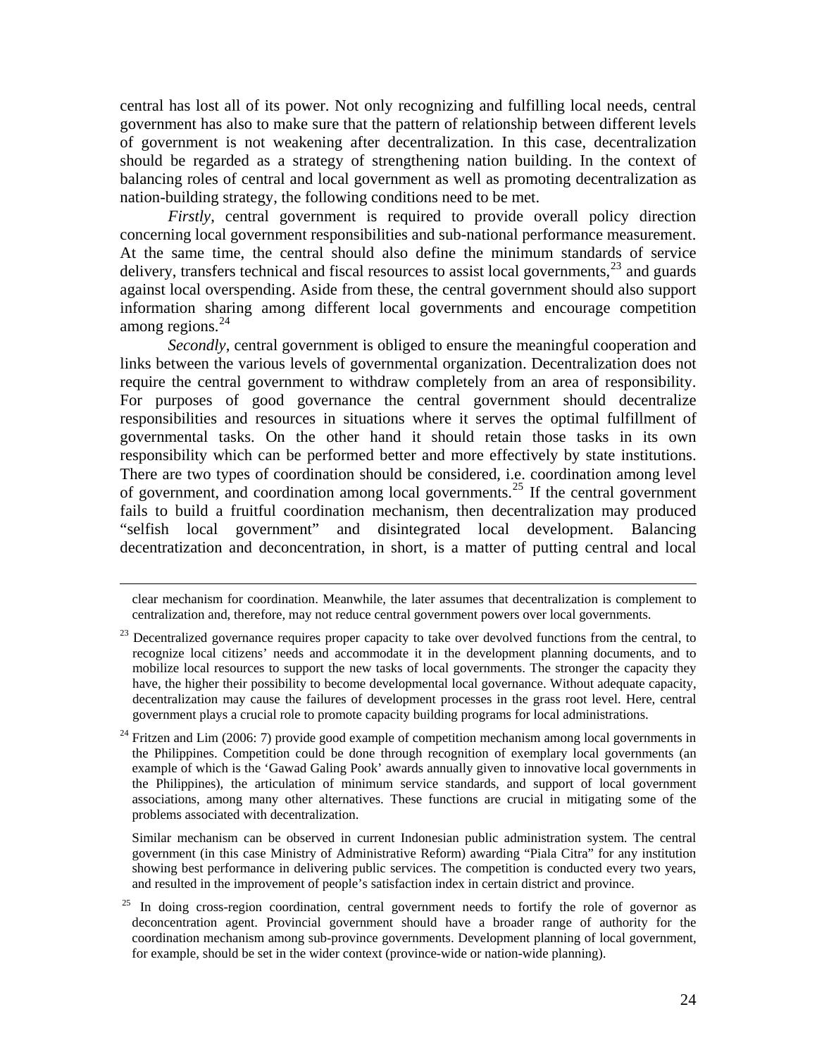central has lost all of its power. Not only recognizing and fulfilling local needs, central government has also to make sure that the pattern of relationship between different levels of government is not weakening after decentralization. In this case, decentralization should be regarded as a strategy of strengthening nation building. In the context of balancing roles of central and local government as well as promoting decentralization as nation-building strategy, the following conditions need to be met.

*Firstly*, central government is required to provide overall policy direction concerning local government responsibilities and sub-national performance measurement. At the same time, the central should also define the minimum standards of service delivery, transfers technical and fiscal resources to assist local governments,[23] and guards against local overspending. Aside from these, the central government should also support information sharing among different local governments and encourage competition among regions.[24]

*Secondly*, central government is obliged to ensure the meaningful cooperation and links between the various levels of governmental organization. Decentralization does not require the central government to withdraw completely from an area of responsibility. For purposes of good governance the central government should decentralize responsibilities and resources in situations where it serves the optimal fulfillment of governmental tasks. On the other hand it should retain those tasks in its own responsibility which can be performed better and more effectively by state institutions. There are two types of coordination should be considered, i.e. coordination among level of government, and coordination among local governments.[25] If the central government fails to build a fruitful coordination mechanism, then decentralization may produced "selfish local government" and disintegrated local development. Balancing decentratization and deconcentration, in short, is a matter of putting central and local

---

clear mechanism for coordination. Meanwhile, the later assumes that decentralization is complement to centralization and, therefore, may not reduce central government powers over local governments.

[23] Decentralized governance requires proper capacity to take over devolved functions from the central, to recognize local citizens' needs and accommodate it in the development planning documents, and to mobilize local resources to support the new tasks of local governments. The stronger the capacity they have, the higher their possibility to become developmental local governance. Without adequate capacity, decentralization may cause the failures of development processes in the grass root level. Here, central government plays a crucial role to promote capacity building programs for local administrations.

[24] Fritzen and Lim (2006: 7) provide good example of competition mechanism among local governments in the Philippines. Competition could be done through recognition of exemplary local governments (an example of which is the 'Gawad Galing Pook' awards annually given to innovative local governments in the Philippines), the articulation of minimum service standards, and support of local government associations, among many other alternatives. These functions are crucial in mitigating some of the problems associated with decentralization.

Similar mechanism can be observed in current Indonesian public administration system. The central government (in this case Ministry of Administrative Reform) awarding "Piala Citra" for any institution showing best performance in delivering public services. The competition is conducted every two years, and resulted in the improvement of people's satisfaction index in certain district and province.

[25] In doing cross-region coordination, central government needs to fortify the role of governor as deconcentration agent. Provincial government should have a broader range of authority for the coordination mechanism among sub-province governments. Development planning of local government, for example, should be set in the wider context (province-wide or nation-wide planning).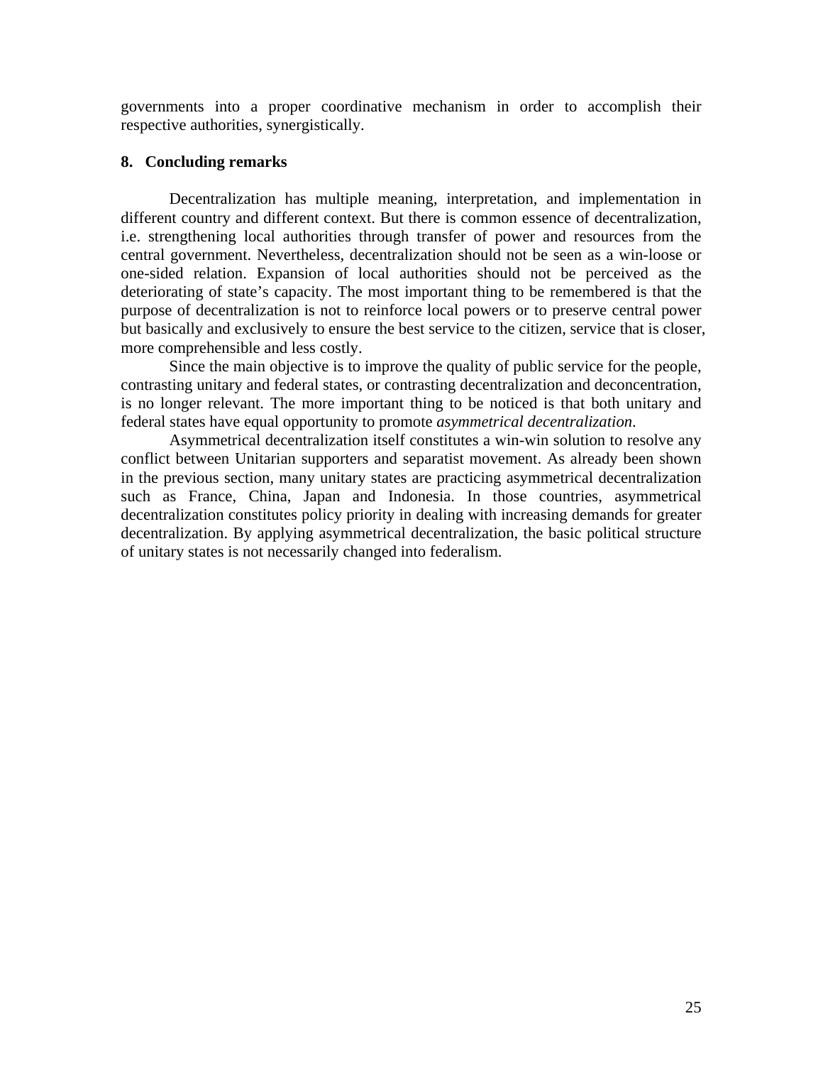governments into a proper coordinative mechanism in order to accomplish their respective authorities, synergistically.

## 8. Concluding remarks

Decentralization has multiple meaning, interpretation, and implementation in different country and different context. But there is common essence of decentralization, i.e. strengthening local authorities through transfer of power and resources from the central government. Nevertheless, decentralization should not be seen as a win-loose or one-sided relation. Expansion of local authorities should not be perceived as the deteriorating of state's capacity. The most important thing to be remembered is that the purpose of decentralization is not to reinforce local powers or to preserve central power but basically and exclusively to ensure the best service to the citizen, service that is closer, more comprehensible and less costly.

Since the main objective is to improve the quality of public service for the people, contrasting unitary and federal states, or contrasting decentralization and deconcentration, is no longer relevant. The more important thing to be noticed is that both unitary and federal states have equal opportunity to promote *asymmetrical decentralization*.

Asymmetrical decentralization itself constitutes a win-win solution to resolve any conflict between Unitarian supporters and separatist movement. As already been shown in the previous section, many unitary states are practicing asymmetrical decentralization such as France, China, Japan and Indonesia. In those countries, asymmetrical decentralization constitutes policy priority in dealing with increasing demands for greater decentralization. By applying asymmetrical decentralization, the basic political structure of unitary states is not necessarily changed into federalism.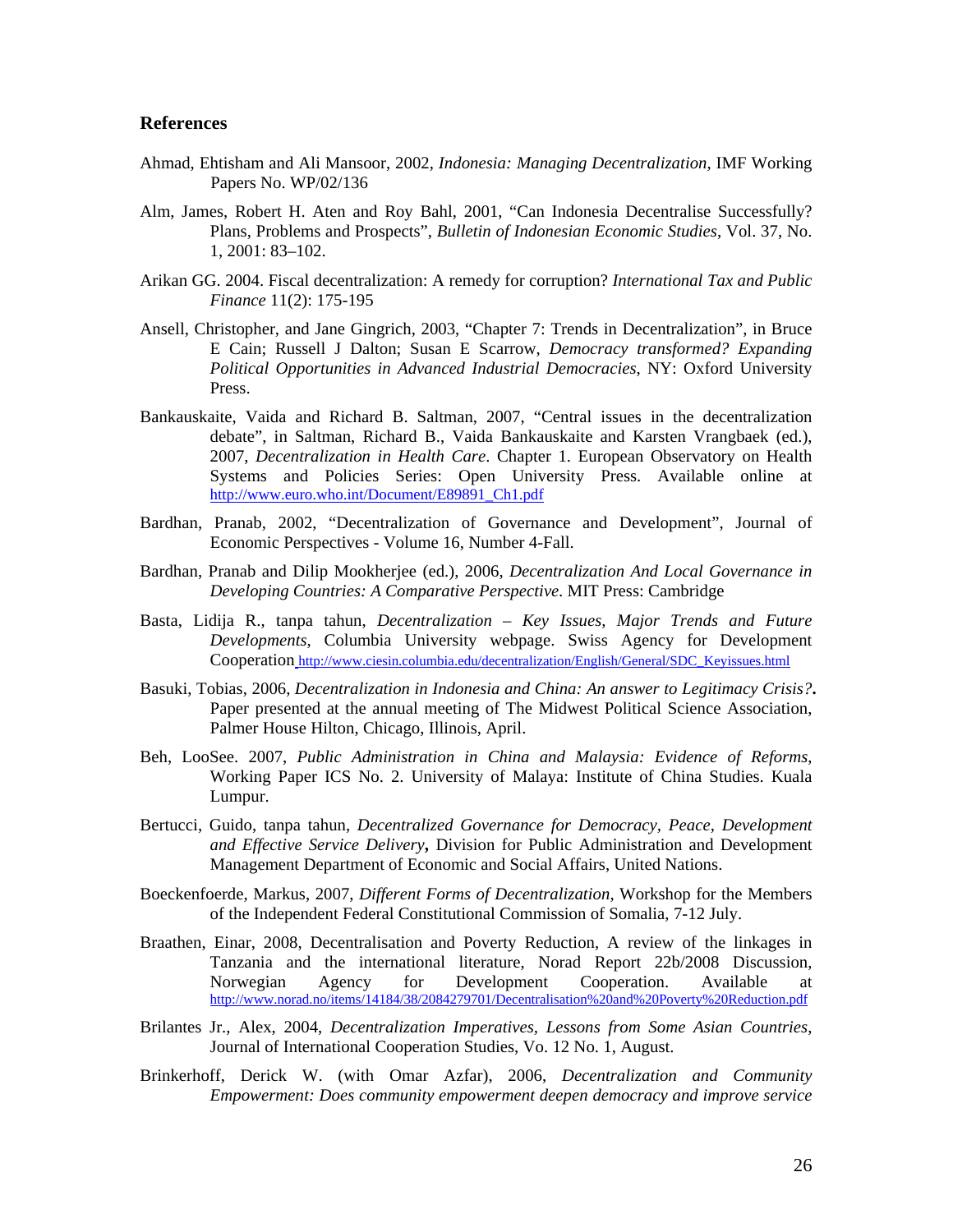## References

Ahmad, Ehtisham and Ali Mansoor, 2002, *Indonesia: Managing Decentralization*, IMF Working Papers No. WP/02/136

Alm, James, Robert H. Aten and Roy Bahl, 2001, "Can Indonesia Decentralise Successfully? Plans, Problems and Prospects", *Bulletin of Indonesian Economic Studies*, Vol. 37, No. 1, 2001: 83–102.

Arikan GG. 2004. Fiscal decentralization: A remedy for corruption? *International Tax and Public Finance* 11(2): 175-195

Ansell, Christopher, and Jane Gingrich, 2003, "Chapter 7: Trends in Decentralization", in Bruce E Cain; Russell J Dalton; Susan E Scarrow, *Democracy transformed? Expanding Political Opportunities in Advanced Industrial Democracies*, NY: Oxford University Press.

Bankauskaite, Vaida and Richard B. Saltman, 2007, "Central issues in the decentralization debate", in Saltman, Richard B., Vaida Bankauskaite and Karsten Vrangbaek (ed.), 2007, *Decentralization in Health Care*. Chapter 1. European Observatory on Health Systems and Policies Series: Open University Press. Available online at http://www.euro.who.int/Document/E89891_Ch1.pdf

Bardhan, Pranab, 2002, "Decentralization of Governance and Development", Journal of Economic Perspectives - Volume 16, Number 4-Fall.

Bardhan, Pranab and Dilip Mookherjee (ed.), 2006, *Decentralization And Local Governance in Developing Countries: A Comparative Perspective*. MIT Press: Cambridge

Basta, Lidija R., tanpa tahun, *Decentralization – Key Issues, Major Trends and Future Developments*, Columbia University webpage. Swiss Agency for Development Cooperation http://www.ciesin.columbia.edu/decentralization/English/General/SDC_Keyissues.html

Basuki, Tobias, 2006, *Decentralization in Indonesia and China: An answer to Legitimacy Crisis?***.** Paper presented at the annual meeting of The Midwest Political Science Association, Palmer House Hilton, Chicago, Illinois, April.

Beh, LooSee. 2007, *Public Administration in China and Malaysia: Evidence of Reforms*, Working Paper ICS No. 2. University of Malaya: Institute of China Studies. Kuala Lumpur.

Bertucci, Guido, tanpa tahun, *Decentralized Governance for Democracy, Peace, Development and Effective Service Delivery***,** Division for Public Administration and Development Management Department of Economic and Social Affairs, United Nations.

Boeckenfoerde, Markus, 2007, *Different Forms of Decentralization*, Workshop for the Members of the Independent Federal Constitutional Commission of Somalia, 7-12 July.

Braathen, Einar, 2008, Decentralisation and Poverty Reduction, A review of the linkages in Tanzania and the international literature, Norad Report 22b/2008 Discussion, Norwegian Agency for Development Cooperation. Available at http://www.norad.no/items/14184/38/2084279701/Decentralisation%20and%20Poverty%20Reduction.pdf

Brilantes Jr., Alex, 2004, *Decentralization Imperatives, Lessons from Some Asian Countries*, Journal of International Cooperation Studies, Vo. 12 No. 1, August.

Brinkerhoff, Derick W. (with Omar Azfar), 2006, *Decentralization and Community Empowerment: Does community empowerment deepen democracy and improve service*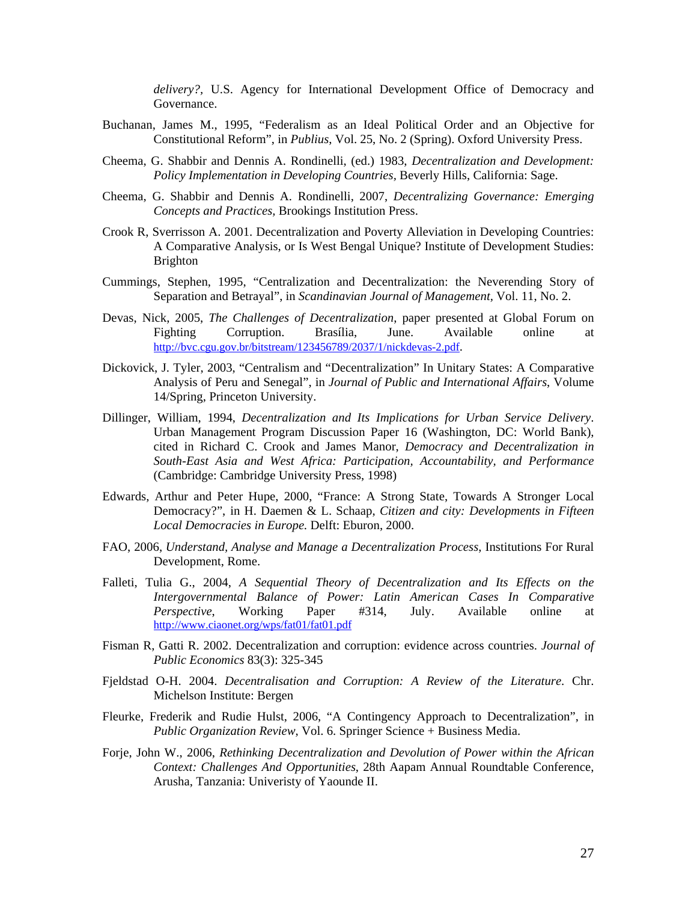*delivery?*, U.S. Agency for International Development Office of Democracy and Governance.

Buchanan, James M., 1995, "Federalism as an Ideal Political Order and an Objective for Constitutional Reform", in *Publius*, Vol. 25, No. 2 (Spring). Oxford University Press.

Cheema, G. Shabbir and Dennis A. Rondinelli, (ed.) 1983, *Decentralization and Development: Policy Implementation in Developing Countries*, Beverly Hills, California: Sage.

Cheema, G. Shabbir and Dennis A. Rondinelli, 2007, *Decentralizing Governance: Emerging Concepts and Practices*, Brookings Institution Press.

Crook R, Sverrisson A. 2001. Decentralization and Poverty Alleviation in Developing Countries: A Comparative Analysis, or Is West Bengal Unique? Institute of Development Studies: Brighton

Cummings, Stephen, 1995, "Centralization and Decentralization: the Neverending Story of Separation and Betrayal", in *Scandinavian Journal of Management*, Vol. 11, No. 2.

Devas, Nick, 2005, *The Challenges of Decentralization*, paper presented at Global Forum on Fighting Corruption. Brasília, June. Available online at http://bvc.cgu.gov.br/bitstream/123456789/2037/1/nickdevas-2.pdf.

Dickovick, J. Tyler, 2003, "Centralism and "Decentralization" In Unitary States: A Comparative Analysis of Peru and Senegal", in *Journal of Public and International Affairs*, Volume 14/Spring, Princeton University.

Dillinger, William, 1994, *Decentralization and Its Implications for Urban Service Delivery*. Urban Management Program Discussion Paper 16 (Washington, DC: World Bank), cited in Richard C. Crook and James Manor, *Democracy and Decentralization in South-East Asia and West Africa: Participation, Accountability, and Performance* (Cambridge: Cambridge University Press, 1998)

Edwards, Arthur and Peter Hupe, 2000, "France: A Strong State, Towards A Stronger Local Democracy?", in H. Daemen & L. Schaap, *Citizen and city: Developments in Fifteen Local Democracies in Europe.* Delft: Eburon, 2000.

FAO, 2006, *Understand, Analyse and Manage a Decentralization Process*, Institutions For Rural Development, Rome.

Falleti, Tulia G., 2004, *A Sequential Theory of Decentralization and Its Effects on the Intergovernmental Balance of Power: Latin American Cases In Comparative Perspective*, Working Paper #314, July. Available online at http://www.ciaonet.org/wps/fat01/fat01.pdf

Fisman R, Gatti R. 2002. Decentralization and corruption: evidence across countries. *Journal of Public Economics* 83(3): 325-345

Fjeldstad O-H. 2004. *Decentralisation and Corruption: A Review of the Literature*. Chr. Michelson Institute: Bergen

Fleurke, Frederik and Rudie Hulst, 2006, "A Contingency Approach to Decentralization", in *Public Organization Review*, Vol. 6. Springer Science + Business Media.

Forje, John W., 2006, *Rethinking Decentralization and Devolution of Power within the African Context: Challenges And Opportunities*, 28th Aapam Annual Roundtable Conference, Arusha, Tanzania: Univeristy of Yaounde II.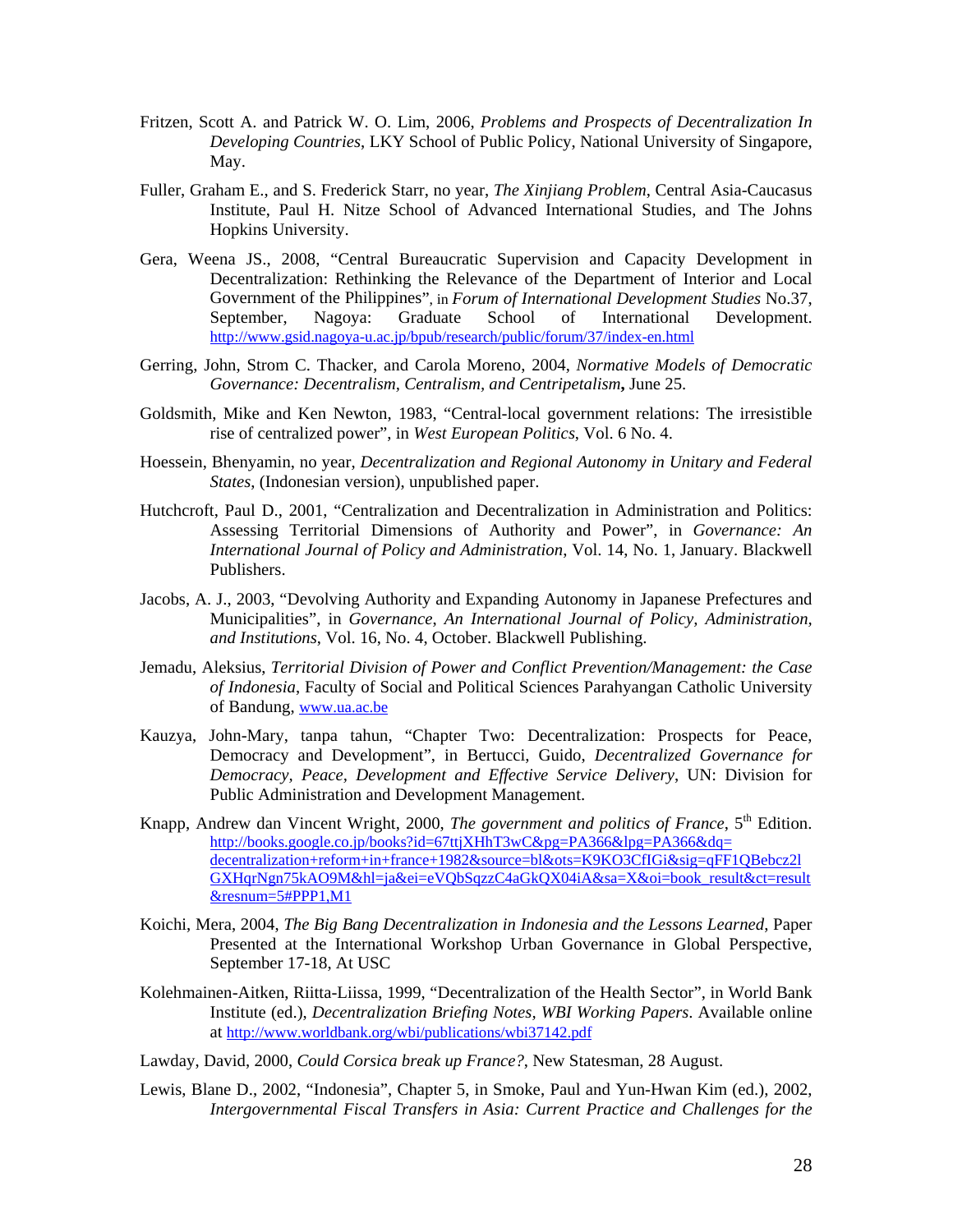Fritzen, Scott A. and Patrick W. O. Lim, 2006, *Problems and Prospects of Decentralization In Developing Countries*, LKY School of Public Policy, National University of Singapore, May.

Fuller, Graham E., and S. Frederick Starr, no year, *The Xinjiang Problem*, Central Asia-Caucasus Institute, Paul H. Nitze School of Advanced International Studies, and The Johns Hopkins University.

Gera, Weena JS., 2008, "Central Bureaucratic Supervision and Capacity Development in Decentralization: Rethinking the Relevance of the Department of Interior and Local Government of the Philippines", in *Forum of International Development Studies* No.37, September, Nagoya: Graduate School of International Development. http://www.gsid.nagoya-u.ac.jp/bpub/research/public/forum/37/index-en.html

Gerring, John, Strom C. Thacker, and Carola Moreno, 2004, *Normative Models of Democratic Governance: Decentralism, Centralism, and Centripetalism***,** June 25.

Goldsmith, Mike and Ken Newton, 1983, "Central-local government relations: The irresistible rise of centralized power", in *West European Politics*, Vol. 6 No. 4.

Hoessein, Bhenyamin, no year, *Decentralization and Regional Autonomy in Unitary and Federal States*, (Indonesian version), unpublished paper.

Hutchcroft, Paul D., 2001, "Centralization and Decentralization in Administration and Politics: Assessing Territorial Dimensions of Authority and Power", in *Governance: An International Journal of Policy and Administration*, Vol. 14, No. 1, January. Blackwell Publishers.

Jacobs, A. J., 2003, "Devolving Authority and Expanding Autonomy in Japanese Prefectures and Municipalities", in *Governance*, *An International Journal of Policy, Administration, and Institutions*, Vol. 16, No. 4, October. Blackwell Publishing.

Jemadu, Aleksius, *Territorial Division of Power and Conflict Prevention/Management: the Case of Indonesia*, Faculty of Social and Political Sciences Parahyangan Catholic University of Bandung, www.ua.ac.be

Kauzya, John-Mary, tanpa tahun, "Chapter Two: Decentralization: Prospects for Peace, Democracy and Development", in Bertucci, Guido, *Decentralized Governance for Democracy, Peace, Development and Effective Service Delivery*, UN: Division for Public Administration and Development Management.

Knapp, Andrew dan Vincent Wright, 2000, *The government and politics of France*, 5th Edition. http://books.google.co.jp/books?id=67ttjXHhT3wC&pg=PA366&lpg=PA366&dq=decentralization+reform+in+france+1982&source=bl&ots=K9KO3CfIGi&sig=qFF1QBebcz2lGXHqrNgn75kAO9M&hl=ja&ei=eVQbSqzzC4aGkQX04iA&sa=X&oi=book_result&ct=result&resnum=5#PPP1,M1

Koichi, Mera, 2004, *The Big Bang Decentralization in Indonesia and the Lessons Learned*, Paper Presented at the International Workshop Urban Governance in Global Perspective, September 17-18, At USC

Kolehmainen-Aitken, Riitta-Liissa, 1999, "Decentralization of the Health Sector", in World Bank Institute (ed.), *Decentralization Briefing Notes, WBI Working Papers*. Available online at http://www.worldbank.org/wbi/publications/wbi37142.pdf

Lawday, David, 2000, *Could Corsica break up France?*, New Statesman, 28 August.

Lewis, Blane D., 2002, "Indonesia", Chapter 5, in Smoke, Paul and Yun-Hwan Kim (ed.), 2002, *Intergovernmental Fiscal Transfers in Asia: Current Practice and Challenges for the*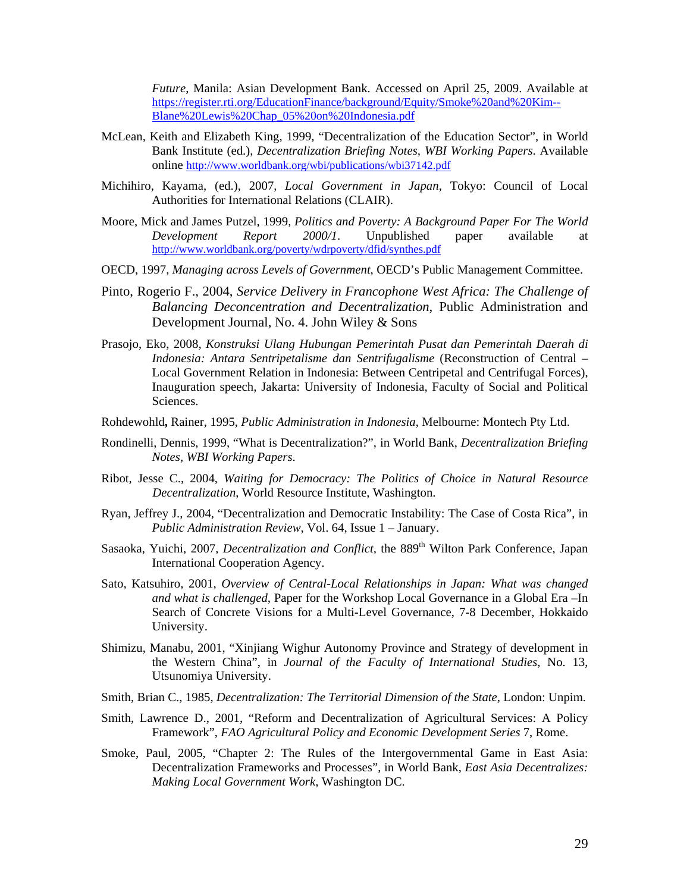*Future*, Manila: Asian Development Bank. Accessed on April 25, 2009. Available at https://register.rti.org/EducationFinance/background/Equity/Smoke%20and%20Kim--Blane%20Lewis%20Chap_05%20on%20Indonesia.pdf

McLean, Keith and Elizabeth King, 1999, "Decentralization of the Education Sector", in World Bank Institute (ed.), *Decentralization Briefing Notes*, *WBI Working Papers*. Available online http://www.worldbank.org/wbi/publications/wbi37142.pdf

Michihiro, Kayama, (ed.), 2007, *Local Government in Japan*, Tokyo: Council of Local Authorities for International Relations (CLAIR).

Moore, Mick and James Putzel, 1999, *Politics and Poverty: A Background Paper For The World Development Report 2000/1*. Unpublished paper available at http://www.worldbank.org/poverty/wdrpoverty/dfid/synthes.pdf

OECD, 1997, *Managing across Levels of Government*, OECD's Public Management Committee.

Pinto, Rogerio F., 2004, *Service Delivery in Francophone West Africa: The Challenge of Balancing Deconcentration and Decentralization*, Public Administration and Development Journal, No. 4. John Wiley & Sons

Prasojo, Eko, 2008, *Konstruksi Ulang Hubungan Pemerintah Pusat dan Pemerintah Daerah di Indonesia: Antara Sentripetalisme dan Sentrifugalisme* (Reconstruction of Central – Local Government Relation in Indonesia: Between Centripetal and Centrifugal Forces), Inauguration speech, Jakarta: University of Indonesia, Faculty of Social and Political Sciences.

Rohdewohld**,** Rainer, 1995, *Public Administration in Indonesia*, Melbourne: Montech Pty Ltd.

Rondinelli, Dennis, 1999, "What is Decentralization?", in World Bank, *Decentralization Briefing Notes*, *WBI Working Papers*.

Ribot, Jesse C., 2004, *Waiting for Democracy: The Politics of Choice in Natural Resource Decentralization*, World Resource Institute, Washington.

Ryan, Jeffrey J., 2004, "Decentralization and Democratic Instability: The Case of Costa Rica", in *Public Administration Review*, Vol. 64, Issue 1 – January.

Sasaoka, Yuichi, 2007, *Decentralization and Conflict,* the 889th Wilton Park Conference, Japan International Cooperation Agency.

Sato, Katsuhiro, 2001, *Overview of Central-Local Relationships in Japan: What was changed and what is challenged*, Paper for the Workshop Local Governance in a Global Era –In Search of Concrete Visions for a Multi-Level Governance, 7-8 December, Hokkaido University.

Shimizu, Manabu, 2001, "Xinjiang Wighur Autonomy Province and Strategy of development in the Western China", in *Journal of the Faculty of International Studies*, No. 13, Utsunomiya University.

Smith, Brian C., 1985, *Decentralization: The Territorial Dimension of the State*, London: Unpim.

Smith, Lawrence D., 2001, "Reform and Decentralization of Agricultural Services: A Policy Framework", *FAO Agricultural Policy and Economic Development Series* 7, Rome.

Smoke, Paul, 2005, "Chapter 2: The Rules of the Intergovernmental Game in East Asia: Decentralization Frameworks and Processes", in World Bank, *East Asia Decentralizes: Making Local Government Work*, Washington DC.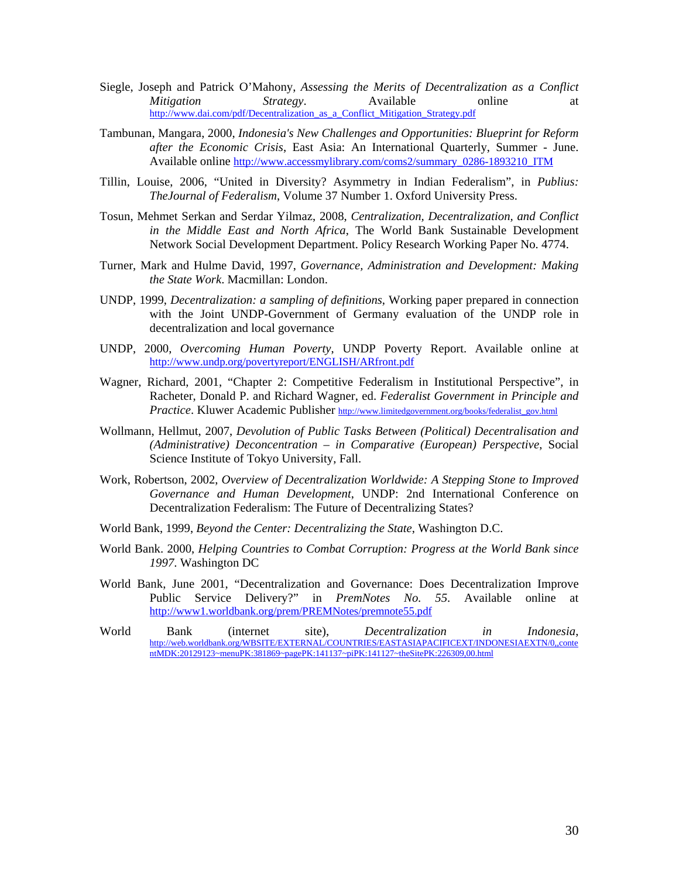Siegle, Joseph and Patrick O'Mahony, *Assessing the Merits of Decentralization as a Conflict Mitigation Strategy*. Available online at http://www.dai.com/pdf/Decentralization_as_a_Conflict_Mitigation_Strategy.pdf

Tambunan, Mangara, 2000, *Indonesia's New Challenges and Opportunities: Blueprint for Reform after the Economic Crisis*, East Asia: An International Quarterly, Summer - June. Available online http://www.accessmylibrary.com/coms2/summary_0286-1893210_ITM

Tillin, Louise, 2006, "United in Diversity? Asymmetry in Indian Federalism", in *Publius: TheJournal of Federalism*, Volume 37 Number 1. Oxford University Press.

Tosun, Mehmet Serkan and Serdar Yilmaz, 2008, *Centralization, Decentralization, and Conflict in the Middle East and North Africa*, The World Bank Sustainable Development Network Social Development Department. Policy Research Working Paper No. 4774.

Turner, Mark and Hulme David, 1997, *Governance, Administration and Development: Making the State Work*. Macmillan: London.

UNDP, 1999, *Decentralization: a sampling of definitions*, Working paper prepared in connection with the Joint UNDP-Government of Germany evaluation of the UNDP role in decentralization and local governance

UNDP, 2000, *Overcoming Human Poverty*, UNDP Poverty Report. Available online at http://www.undp.org/povertyreport/ENGLISH/ARfront.pdf

Wagner, Richard, 2001, "Chapter 2: Competitive Federalism in Institutional Perspective", in Racheter, Donald P. and Richard Wagner, ed. *Federalist Government in Principle and Practice*. Kluwer Academic Publisher http://www.limitedgovernment.org/books/federalist_gov.html

Wollmann, Hellmut, 2007, *Devolution of Public Tasks Between (Political) Decentralisation and (Administrative) Deconcentration – in Comparative (European) Perspective*, Social Science Institute of Tokyo University, Fall.

Work, Robertson, 2002, *Overview of Decentralization Worldwide: A Stepping Stone to Improved Governance and Human Development*, UNDP: 2nd International Conference on Decentralization Federalism: The Future of Decentralizing States?

World Bank, 1999, *Beyond the Center: Decentralizing the State*, Washington D.C.

World Bank. 2000, *Helping Countries to Combat Corruption: Progress at the World Bank since 1997*. Washington DC

World Bank, June 2001, "Decentralization and Governance: Does Decentralization Improve Public Service Delivery?" in *PremNotes No. 55*. Available online at http://www1.worldbank.org/prem/PREMNotes/premnote55.pdf

World Bank (internet site), *Decentralization in Indonesia*, http://web.worldbank.org/WBSITE/EXTERNAL/COUNTRIES/EASTASIAPACIFICEXT/INDONESIAEXTN/0,,contentMDK:20129123~menuPK:381869~pagePK:141137~piPK:141127~theSitePK:226309,00.html